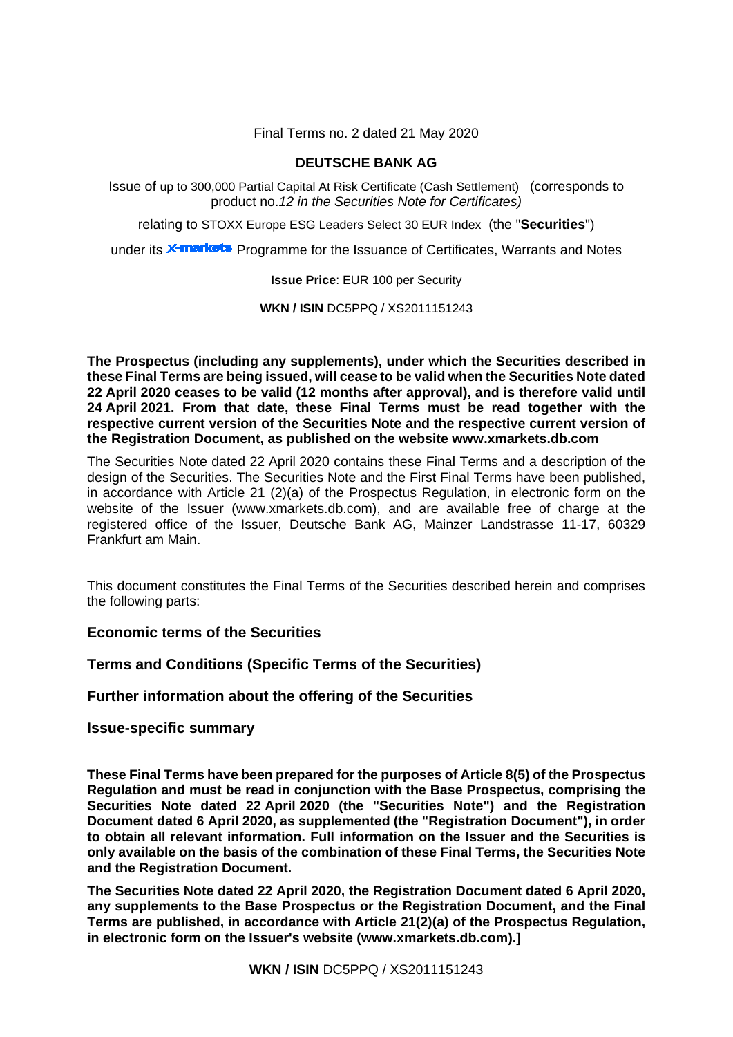Final Terms no. 2 dated 21 May 2020

**DEUTSCHE BANK AG**

Issue of up to 300,000 Partial Capital At Risk Certificate (Cash Settlement) (corresponds to product no.*12 in the Securities Note for Certificates)*

relating to STOXX Europe ESG Leaders Select 30 EUR Index (the "**Securities**")

under its X-markets Programme for the Issuance of Certificates, Warrants and Notes

**Issue Price**: EUR 100 per Security

**WKN / ISIN** DC5PPQ / XS2011151243

**The Prospectus (including any supplements), under which the Securities described in these Final Terms are being issued, will cease to be valid when the Securities Note dated 22 April 2020 ceases to be valid (12 months after approval), and is therefore valid until 24 April 2021. From that date, these Final Terms must be read together with the respective current version of the Securities Note and the respective current version of the Registration Document, as published on the website www.xmarkets.db.com**

The Securities Note dated 22 April 2020 contains these Final Terms and a description of the design of the Securities. The Securities Note and the First Final Terms have been published, in accordance with Article 21 (2)(a) of the Prospectus Regulation, in electronic form on the website of the Issuer (www.xmarkets.db.com), and are available free of charge at the registered office of the Issuer, Deutsche Bank AG, Mainzer Landstrasse 11-17, 60329 Frankfurt am Main.

This document constitutes the Final Terms of the Securities described herein and comprises the following parts:

**Economic terms of the Securities**

**Terms and Conditions (Specific Terms of the Securities)**

**Further information about the offering of the Securities**

**Issue-specific summary**

**These Final Terms have been prepared for the purposes of Article 8(5) of the Prospectus Regulation and must be read in conjunction with the Base Prospectus, comprising the Securities Note dated 22 April 2020 (the "Securities Note") and the Registration Document dated 6 April 2020, as supplemented (the "Registration Document"), in order to obtain all relevant information. Full information on the Issuer and the Securities is only available on the basis of the combination of these Final Terms, the Securities Note and the Registration Document.**

**The Securities Note dated 22 April 2020, the Registration Document dated 6 April 2020, any supplements to the Base Prospectus or the Registration Document, and the Final Terms are published, in accordance with Article 21(2)(a) of the Prospectus Regulation, in electronic form on the Issuer's website (www.xmarkets.db.com).]**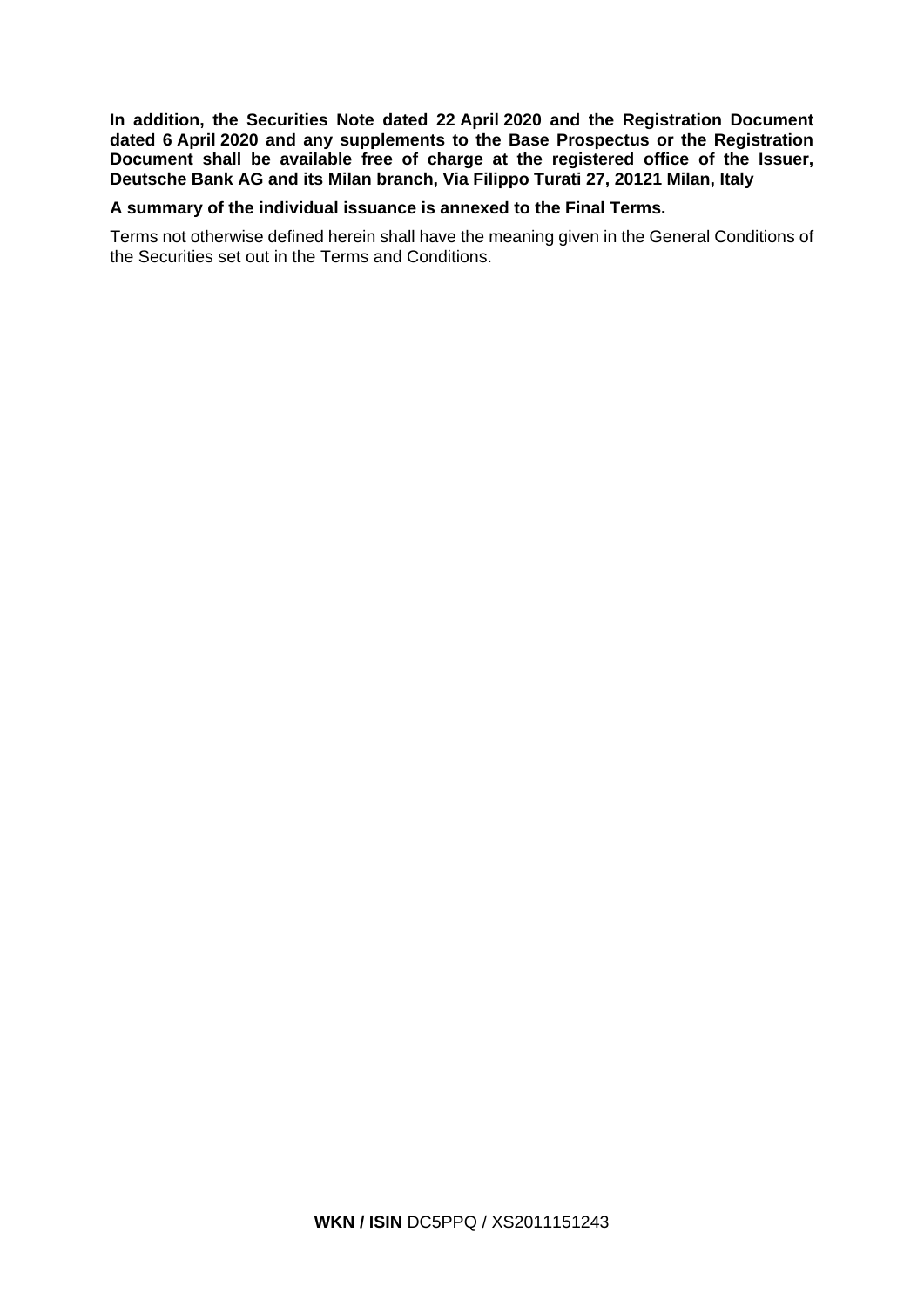**In addition, the Securities Note dated 22 April 2020 and the Registration Document dated 6 April 2020 and any supplements to the Base Prospectus or the Registration Document shall be available free of charge at the registered office of the Issuer, Deutsche Bank AG and its Milan branch, Via Filippo Turati 27, 20121 Milan, Italy**

**A summary of the individual issuance is annexed to the Final Terms.**

Terms not otherwise defined herein shall have the meaning given in the General Conditions of the Securities set out in the Terms and Conditions.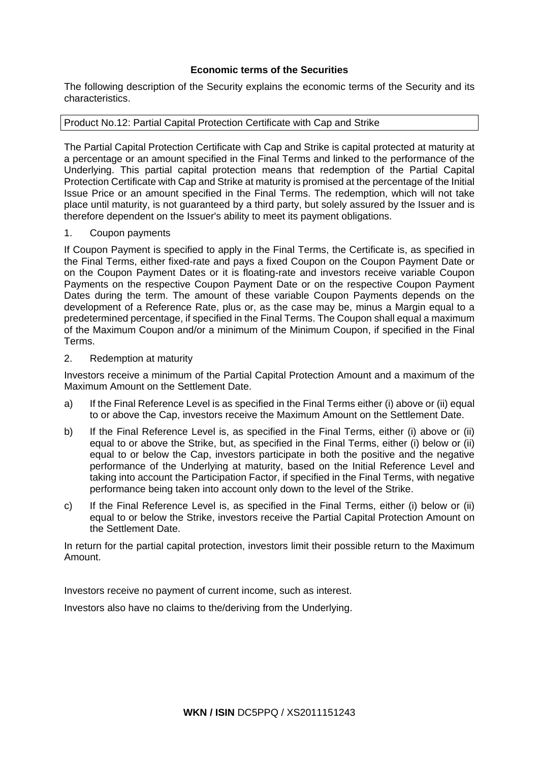## Economic terms of the Securities

The following description of the Security explains the economic terms of the Security and its characteristics.

| Product No.12: Partial Capital Protection Certificate with Cap and Strike |
|---|

The Partial Capital Protection Certificate with Cap and Strike is capital protected at maturity at a percentage or an amount specified in the Final Terms and linked to the performance of the Underlying. This partial capital protection means that redemption of the Partial Capital Protection Certificate with Cap and Strike at maturity is promised at the percentage of the Initial Issue Price or an amount specified in the Final Terms. The redemption, which will not take place until maturity, is not guaranteed by a third party, but solely assured by the Issuer and is therefore dependent on the Issuer's ability to meet its payment obligations.

1. Coupon payments

If Coupon Payment is specified to apply in the Final Terms, the Certificate is, as specified in the Final Terms, either fixed-rate and pays a fixed Coupon on the Coupon Payment Date or on the Coupon Payment Dates or it is floating-rate and investors receive variable Coupon Payments on the respective Coupon Payment Date or on the respective Coupon Payment Dates during the term. The amount of these variable Coupon Payments depends on the development of a Reference Rate, plus or, as the case may be, minus a Margin equal to a predetermined percentage, if specified in the Final Terms. The Coupon shall equal a maximum of the Maximum Coupon and/or a minimum of the Minimum Coupon, if specified in the Final Terms.

2. Redemption at maturity

Investors receive a minimum of the Partial Capital Protection Amount and a maximum of the Maximum Amount on the Settlement Date.

a) If the Final Reference Level is as specified in the Final Terms either (i) above or (ii) equal to or above the Cap, investors receive the Maximum Amount on the Settlement Date.

b) If the Final Reference Level is, as specified in the Final Terms, either (i) above or (ii) equal to or above the Strike, but, as specified in the Final Terms, either (i) below or (ii) equal to or below the Cap, investors participate in both the positive and the negative performance of the Underlying at maturity, based on the Initial Reference Level and taking into account the Participation Factor, if specified in the Final Terms, with negative performance being taken into account only down to the level of the Strike.

c) If the Final Reference Level is, as specified in the Final Terms, either (i) below or (ii) equal to or below the Strike, investors receive the Partial Capital Protection Amount on the Settlement Date.

In return for the partial capital protection, investors limit their possible return to the Maximum Amount.

Investors receive no payment of current income, such as interest.

Investors also have no claims to the/deriving from the Underlying.

**WKN / ISIN** DC5PPQ / XS2011151243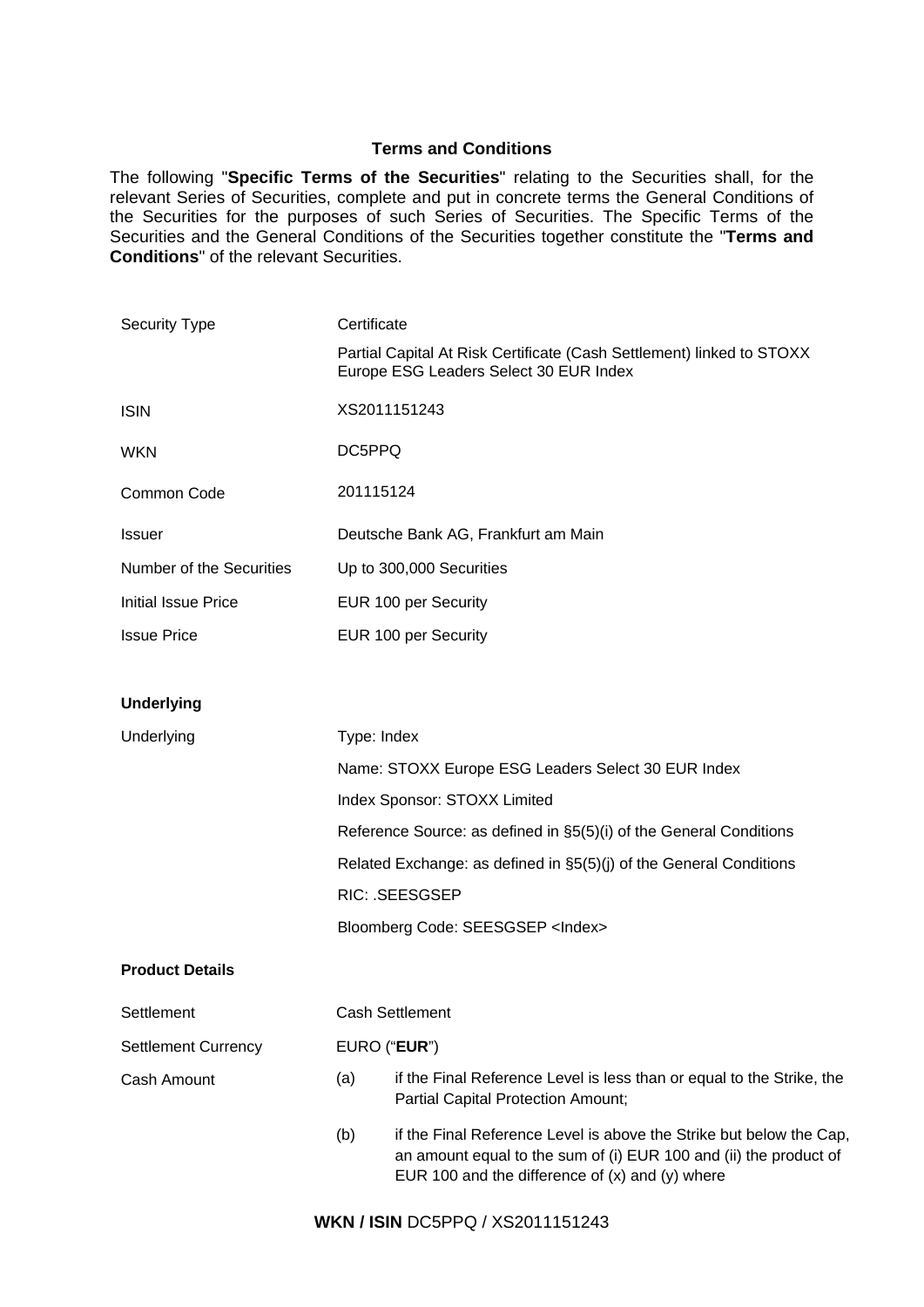## Terms and Conditions

The following "**Specific Terms of the Securities**" relating to the Securities shall, for the relevant Series of Securities, complete and put in concrete terms the General Conditions of the Securities for the purposes of such Series of Securities. The Specific Terms of the Securities and the General Conditions of the Securities together constitute the "**Terms and Conditions**" of the relevant Securities.

| | |
|---|---|
| Security Type | Certificate<br>Partial Capital At Risk Certificate (Cash Settlement) linked to STOXX Europe ESG Leaders Select 30 EUR Index |
| ISIN | XS2011151243 |
| WKN | DC5PPQ |
| Common Code | 201115124 |
| Issuer | Deutsche Bank AG, Frankfurt am Main |
| Number of the Securities | Up to 300,000 Securities |
| Initial Issue Price | EUR 100 per Security |
| Issue Price | EUR 100 per Security |

**Underlying**

| | |
|---|---|
| Underlying | Type: Index<br>Name: STOXX Europe ESG Leaders Select 30 EUR Index<br>Index Sponsor: STOXX Limited<br>Reference Source: as defined in §5(5)(i) of the General Conditions<br>Related Exchange: as defined in §5(5)(j) of the General Conditions<br>RIC: .SEESGSEP<br>Bloomberg Code: SEESGSEP <Index> |

**Product Details**

| | |
|---|---|
| Settlement | Cash Settlement |
| Settlement Currency | EURO ("**EUR**") |
| Cash Amount | (a) if the Final Reference Level is less than or equal to the Strike, the Partial Capital Protection Amount;<br>(b) if the Final Reference Level is above the Strike but below the Cap, an amount equal to the sum of (i) EUR 100 and (ii) the product of EUR 100 and the difference of (x) and (y) where |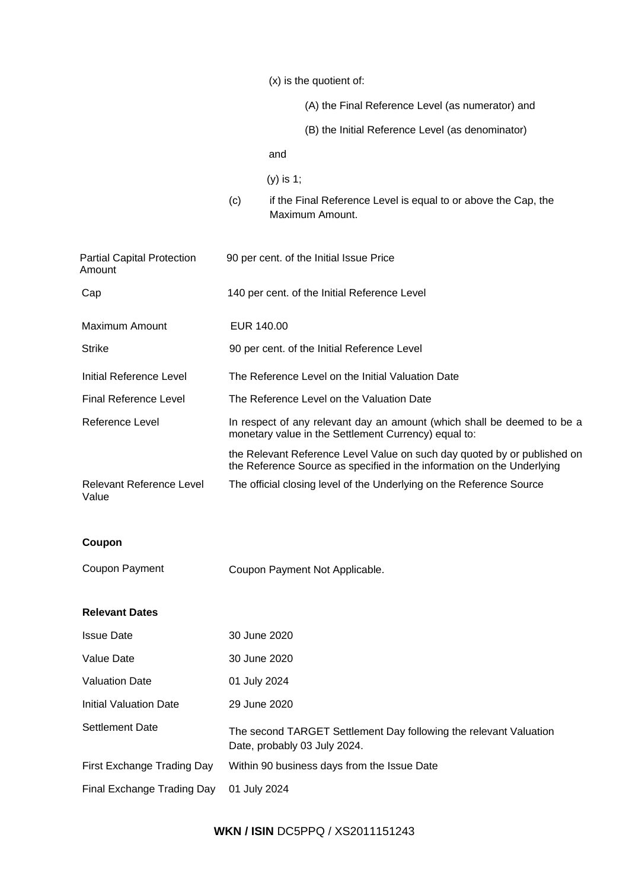(x) is the quotient of:

(A) the Final Reference Level (as numerator) and

(B) the Initial Reference Level (as denominator)

and

(y) is 1;

(c) if the Final Reference Level is equal to or above the Cap, the Maximum Amount.

| | |
|---|---|
| Partial Capital Protection Amount | 90 per cent. of the Initial Issue Price |
| Cap | 140 per cent. of the Initial Reference Level |
| Maximum Amount | EUR 140.00 |
| Strike | 90 per cent. of the Initial Reference Level |
| Initial Reference Level | The Reference Level on the Initial Valuation Date |
| Final Reference Level | The Reference Level on the Valuation Date |
| Reference Level | In respect of any relevant day an amount (which shall be deemed to be a monetary value in the Settlement Currency) equal to: the Relevant Reference Level Value on such day quoted by or published on the Reference Source as specified in the information on the Underlying |
| Relevant Reference Level Value | The official closing level of the Underlying on the Reference Source |

**Coupon**

| | |
|---|---|
| Coupon Payment | Coupon Payment Not Applicable. |

**Relevant Dates**

| | |
|---|---|
| Issue Date | 30 June 2020 |
| Value Date | 30 June 2020 |
| Valuation Date | 01 July 2024 |
| Initial Valuation Date | 29 June 2020 |
| Settlement Date | The second TARGET Settlement Day following the relevant Valuation Date, probably 03 July 2024. |
| First Exchange Trading Day | Within 90 business days from the Issue Date |
| Final Exchange Trading Day | 01 July 2024 |

**WKN / ISIN** DC5PPQ / XS2011151243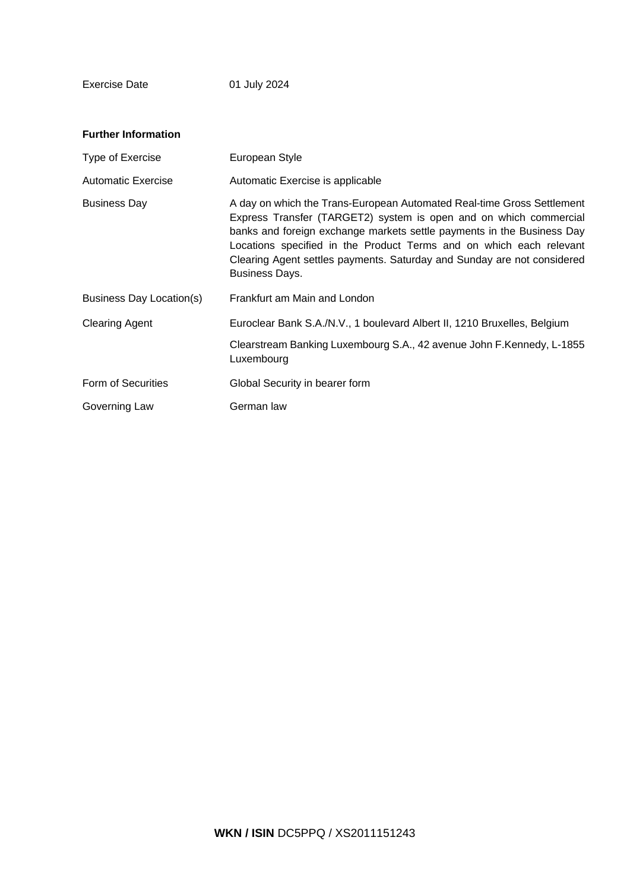| | |
|---|---|
| Exercise Date | 01 July 2024 |

**Further Information**

| | |
|---|---|
| Type of Exercise | European Style |
| Automatic Exercise | Automatic Exercise is applicable |
| Business Day | A day on which the Trans-European Automated Real-time Gross Settlement Express Transfer (TARGET2) system is open and on which commercial banks and foreign exchange markets settle payments in the Business Day Locations specified in the Product Terms and on which each relevant Clearing Agent settles payments. Saturday and Sunday are not considered Business Days. |
| Business Day Location(s) | Frankfurt am Main and London |
| Clearing Agent | Euroclear Bank S.A./N.V., 1 boulevard Albert II, 1210 Bruxelles, Belgium<br><br>Clearstream Banking Luxembourg S.A., 42 avenue John F.Kennedy, L-1855 Luxembourg |
| Form of Securities | Global Security in bearer form |
| Governing Law | German law |

**WKN / ISIN** DC5PPQ / XS2011151243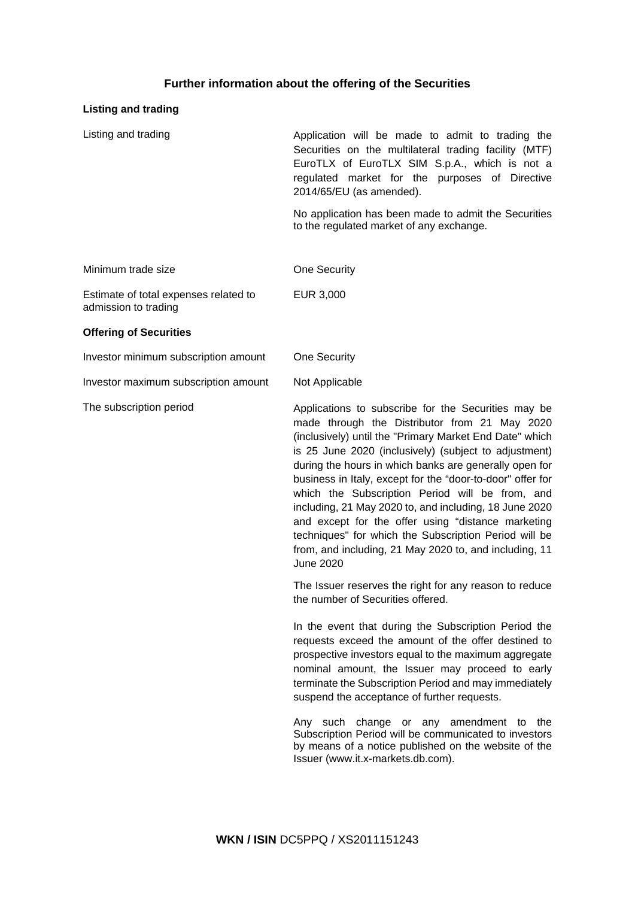## Further information about the offering of the Securities

### Listing and trading

| | |
|---|---|
| Listing and trading | Application will be made to admit to trading the Securities on the multilateral trading facility (MTF) EuroTLX of EuroTLX SIM S.p.A., which is not a regulated market for the purposes of Directive 2014/65/EU (as amended).<br><br>No application has been made to admit the Securities to the regulated market of any exchange. |
| Minimum trade size | One Security |
| Estimate of total expenses related to admission to trading | EUR 3,000 |

### Offering of Securities

| | |
|---|---|
| Investor minimum subscription amount | One Security |
| Investor maximum subscription amount | Not Applicable |
| The subscription period | Applications to subscribe for the Securities may be made through the Distributor from 21 May 2020 (inclusively) until the "Primary Market End Date" which is 25 June 2020 (inclusively) (subject to adjustment) during the hours in which banks are generally open for business in Italy, except for the "door-to-door" offer for which the Subscription Period will be from, and including, 21 May 2020 to, and including, 18 June 2020 and except for the offer using "distance marketing techniques" for which the Subscription Period will be from, and including, 21 May 2020 to, and including, 11 June 2020<br><br>The Issuer reserves the right for any reason to reduce the number of Securities offered.<br><br>In the event that during the Subscription Period the requests exceed the amount of the offer destined to prospective investors equal to the maximum aggregate nominal amount, the Issuer may proceed to early terminate the Subscription Period and may immediately suspend the acceptance of further requests.<br><br>Any such change or any amendment to the Subscription Period will be communicated to investors by means of a notice published on the website of the Issuer (www.it.x-markets.db.com). |

**WKN / ISIN** DC5PPQ / XS2011151243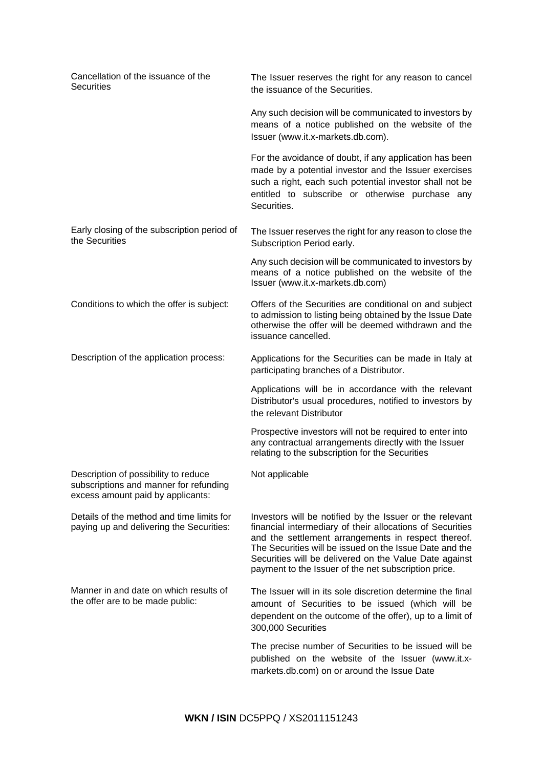| | |
|---|---|
| Cancellation of the issuance of the Securities | The Issuer reserves the right for any reason to cancel the issuance of the Securities.<br><br>Any such decision will be communicated to investors by means of a notice published on the website of the Issuer (www.it.x-markets.db.com).<br><br>For the avoidance of doubt, if any application has been made by a potential investor and the Issuer exercises such a right, each such potential investor shall not be entitled to subscribe or otherwise purchase any Securities. |
| Early closing of the subscription period of the Securities | The Issuer reserves the right for any reason to close the Subscription Period early.<br><br>Any such decision will be communicated to investors by means of a notice published on the website of the Issuer (www.it.x-markets.db.com) |
| Conditions to which the offer is subject: | Offers of the Securities are conditional on and subject to admission to listing being obtained by the Issue Date otherwise the offer will be deemed withdrawn and the issuance cancelled. |
| Description of the application process: | Applications for the Securities can be made in Italy at participating branches of a Distributor.<br><br>Applications will be in accordance with the relevant Distributor's usual procedures, notified to investors by the relevant Distributor<br><br>Prospective investors will not be required to enter into any contractual arrangements directly with the Issuer relating to the subscription for the Securities |
| Description of possibility to reduce subscriptions and manner for refunding excess amount paid by applicants: | Not applicable |
| Details of the method and time limits for paying up and delivering the Securities: | Investors will be notified by the Issuer or the relevant financial intermediary of their allocations of Securities and the settlement arrangements in respect thereof. The Securities will be issued on the Issue Date and the Securities will be delivered on the Value Date against payment to the Issuer of the net subscription price. |
| Manner in and date on which results of the offer are to be made public: | The Issuer will in its sole discretion determine the final amount of Securities to be issued (which will be dependent on the outcome of the offer), up to a limit of 300,000 Securities<br><br>The precise number of Securities to be issued will be published on the website of the Issuer (www.it.x-markets.db.com) on or around the Issue Date |

**WKN / ISIN** DC5PPQ / XS2011151243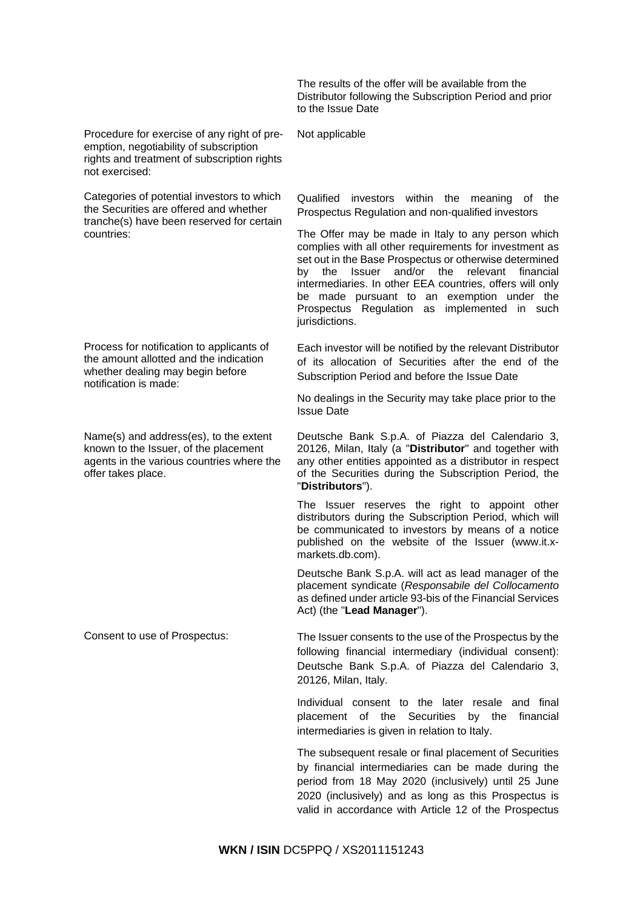| | |
|---|---|
| | The results of the offer will be available from the Distributor following the Subscription Period and prior to the Issue Date |
| Procedure for exercise of any right of pre-emption, negotiability of subscription rights and treatment of subscription rights not exercised: | Not applicable |
| Categories of potential investors to which the Securities are offered and whether tranche(s) have been reserved for certain countries: | Qualified investors within the meaning of the Prospectus Regulation and non-qualified investors<br><br>The Offer may be made in Italy to any person which complies with all other requirements for investment as set out in the Base Prospectus or otherwise determined by the Issuer and/or the relevant financial intermediaries. In other EEA countries, offers will only be made pursuant to an exemption under the Prospectus Regulation as implemented in such jurisdictions. |
| Process for notification to applicants of the amount allotted and the indication whether dealing may begin before notification is made: | Each investor will be notified by the relevant Distributor of its allocation of Securities after the end of the Subscription Period and before the Issue Date<br><br>No dealings in the Security may take place prior to the Issue Date |
| Name(s) and address(es), to the extent known to the Issuer, of the placement agents in the various countries where the offer takes place. | Deutsche Bank S.p.A. of Piazza del Calendario 3, 20126, Milan, Italy (a "**Distributor**" and together with any other entities appointed as a distributor in respect of the Securities during the Subscription Period, the "**Distributors**").<br><br>The Issuer reserves the right to appoint other distributors during the Subscription Period, which will be communicated to investors by means of a notice published on the website of the Issuer (www.it.x-markets.db.com).<br><br>Deutsche Bank S.p.A. will act as lead manager of the placement syndicate (*Responsabile del Collocamento* as defined under article 93-bis of the Financial Services Act) (the "**Lead Manager**"). |
| Consent to use of Prospectus: | The Issuer consents to the use of the Prospectus by the following financial intermediary (individual consent): Deutsche Bank S.p.A. of Piazza del Calendario 3, 20126, Milan, Italy.<br><br>Individual consent to the later resale and final placement of the Securities by the financial intermediaries is given in relation to Italy.<br><br>The subsequent resale or final placement of Securities by financial intermediaries can be made during the period from 18 May 2020 (inclusively) until 25 June 2020 (inclusively) and as long as this Prospectus is valid in accordance with Article 12 of the Prospectus |

**WKN / ISIN** DC5PPQ / XS2011151243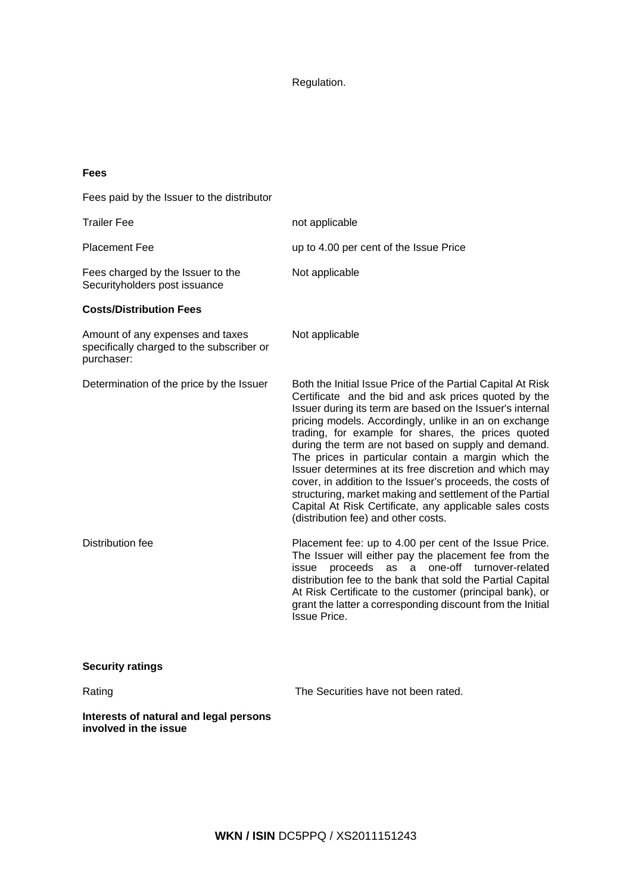Regulation.

**Fees**

Fees paid by the Issuer to the distributor

| | |
|---|---|
| Trailer Fee | not applicable |
| Placement Fee | up to 4.00 per cent of the Issue Price |
| Fees charged by the Issuer to the Securityholders post issuance | Not applicable |

**Costs/Distribution Fees**

| | |
|---|---|
| Amount of any expenses and taxes specifically charged to the subscriber or purchaser: | Not applicable |
| Determination of the price by the Issuer | Both the Initial Issue Price of the Partial Capital At Risk Certificate and the bid and ask prices quoted by the Issuer during its term are based on the Issuer's internal pricing models. Accordingly, unlike in an on exchange trading, for example for shares, the prices quoted during the term are not based on supply and demand. The prices in particular contain a margin which the Issuer determines at its free discretion and which may cover, in addition to the Issuer's proceeds, the costs of structuring, market making and settlement of the Partial Capital At Risk Certificate, any applicable sales costs (distribution fee) and other costs. |
| Distribution fee | Placement fee: up to 4.00 per cent of the Issue Price. The Issuer will either pay the placement fee from the issue proceeds as a one-off turnover-related distribution fee to the bank that sold the Partial Capital At Risk Certificate to the customer (principal bank), or grant the latter a corresponding discount from the Initial Issue Price. |

**Security ratings**

| | |
|---|---|
| Rating | The Securities have not been rated. |

**Interests of natural and legal persons involved in the issue**

**WKN / ISIN** DC5PPQ / XS2011151243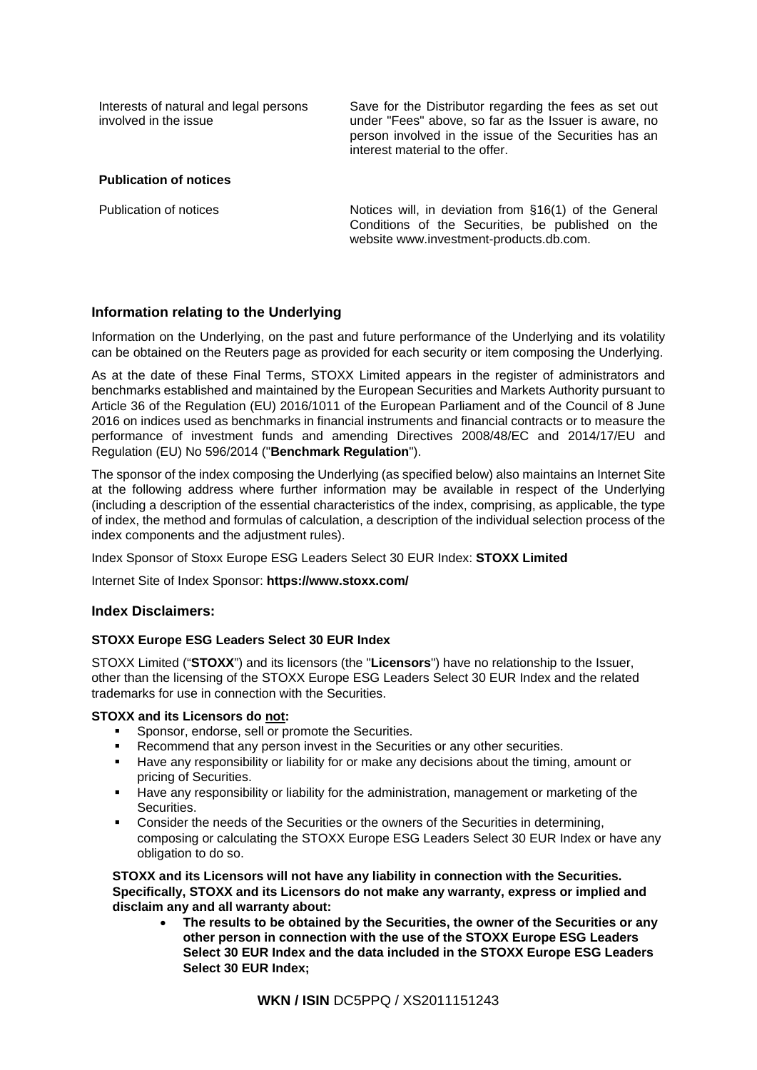| | |
|---|---|
| Interests of natural and legal persons involved in the issue | Save for the Distributor regarding the fees as set out under "Fees" above, so far as the Issuer is aware, no person involved in the issue of the Securities has an interest material to the offer. |

**Publication of notices**

| | |
|---|---|
| Publication of notices | Notices will, in deviation from §16(1) of the General Conditions of the Securities, be published on the website www.investment-products.db.com. |

## Information relating to the Underlying

Information on the Underlying, on the past and future performance of the Underlying and its volatility can be obtained on the Reuters page as provided for each security or item composing the Underlying.

As at the date of these Final Terms, STOXX Limited appears in the register of administrators and benchmarks established and maintained by the European Securities and Markets Authority pursuant to Article 36 of the Regulation (EU) 2016/1011 of the European Parliament and of the Council of 8 June 2016 on indices used as benchmarks in financial instruments and financial contracts or to measure the performance of investment funds and amending Directives 2008/48/EC and 2014/17/EU and Regulation (EU) No 596/2014 ("**Benchmark Regulation**").

The sponsor of the index composing the Underlying (as specified below) also maintains an Internet Site at the following address where further information may be available in respect of the Underlying (including a description of the essential characteristics of the index, comprising, as applicable, the type of index, the method and formulas of calculation, a description of the individual selection process of the index components and the adjustment rules).

Index Sponsor of Stoxx Europe ESG Leaders Select 30 EUR Index: **STOXX Limited**

Internet Site of Index Sponsor: **https://www.stoxx.com/**

## Index Disclaimers:

**STOXX Europe ESG Leaders Select 30 EUR Index**

STOXX Limited ("**STOXX**") and its licensors (the "**Licensors**") have no relationship to the Issuer, other than the licensing of the STOXX Europe ESG Leaders Select 30 EUR Index and the related trademarks for use in connection with the Securities.

**STOXX and its Licensors do <u>not</u>:**

- Sponsor, endorse, sell or promote the Securities.
- Recommend that any person invest in the Securities or any other securities.
- Have any responsibility or liability for or make any decisions about the timing, amount or pricing of Securities.
- Have any responsibility or liability for the administration, management or marketing of the Securities.
- Consider the needs of the Securities or the owners of the Securities in determining, composing or calculating the STOXX Europe ESG Leaders Select 30 EUR Index or have any obligation to do so.

**STOXX and its Licensors will not have any liability in connection with the Securities. Specifically, STOXX and its Licensors do not make any warranty, express or implied and disclaim any and all warranty about:**

- **The results to be obtained by the Securities, the owner of the Securities or any other person in connection with the use of the STOXX Europe ESG Leaders Select 30 EUR Index and the data included in the STOXX Europe ESG Leaders Select 30 EUR Index;**

**WKN / ISIN** DC5PPQ / XS2011151243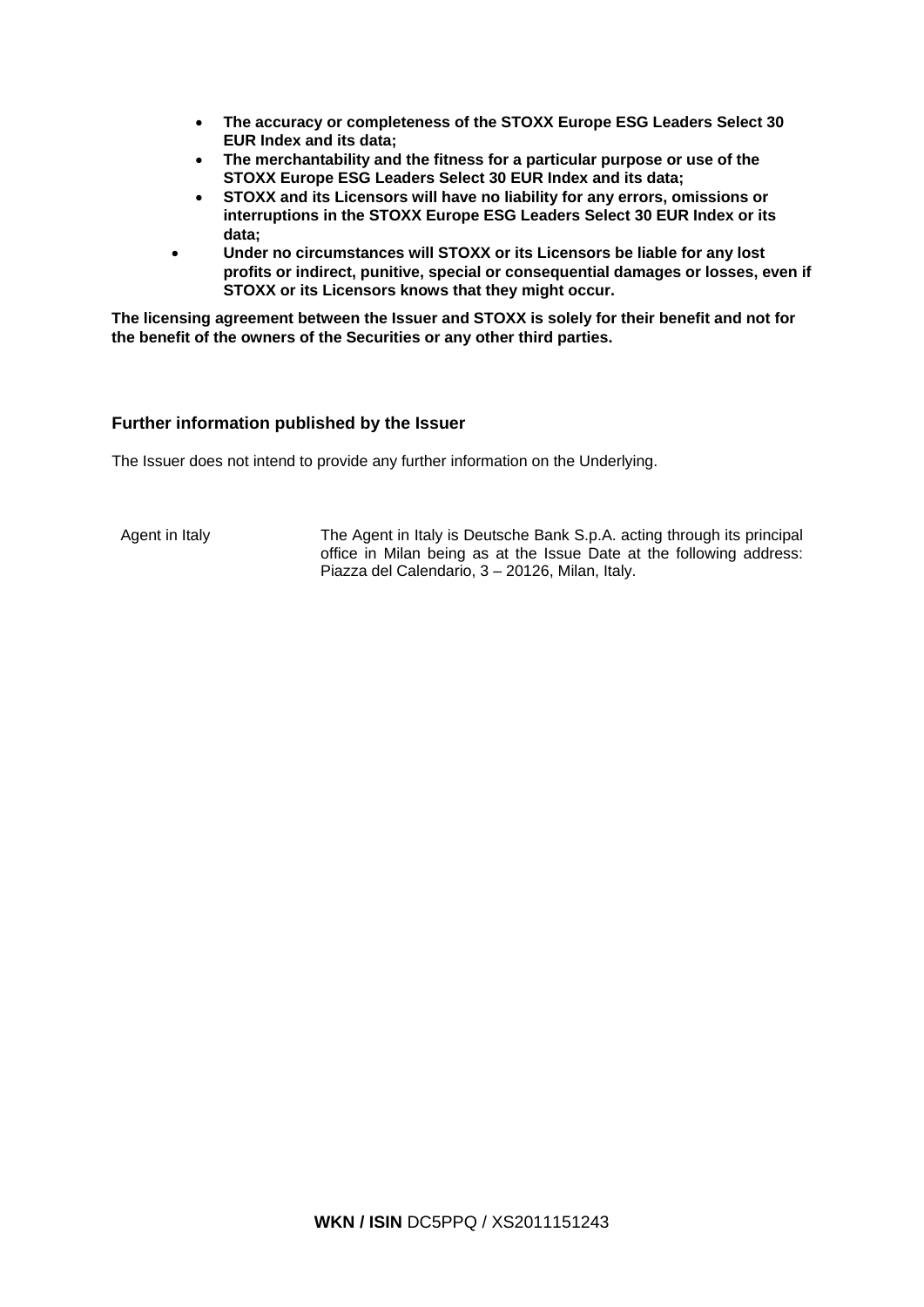- **The accuracy or completeness of the STOXX Europe ESG Leaders Select 30 EUR Index and its data;**
- **The merchantability and the fitness for a particular purpose or use of the STOXX Europe ESG Leaders Select 30 EUR Index and its data;**
- **STOXX and its Licensors will have no liability for any errors, omissions or interruptions in the STOXX Europe ESG Leaders Select 30 EUR Index or its data;**
- **Under no circumstances will STOXX or its Licensors be liable for any lost profits or indirect, punitive, special or consequential damages or losses, even if STOXX or its Licensors knows that they might occur.**

**The licensing agreement between the Issuer and STOXX is solely for their benefit and not for the benefit of the owners of the Securities or any other third parties.**

### Further information published by the Issuer

The Issuer does not intend to provide any further information on the Underlying.

| | |
|---|---|
| Agent in Italy | The Agent in Italy is Deutsche Bank S.p.A. acting through its principal office in Milan being as at the Issue Date at the following address: Piazza del Calendario, 3 – 20126, Milan, Italy. |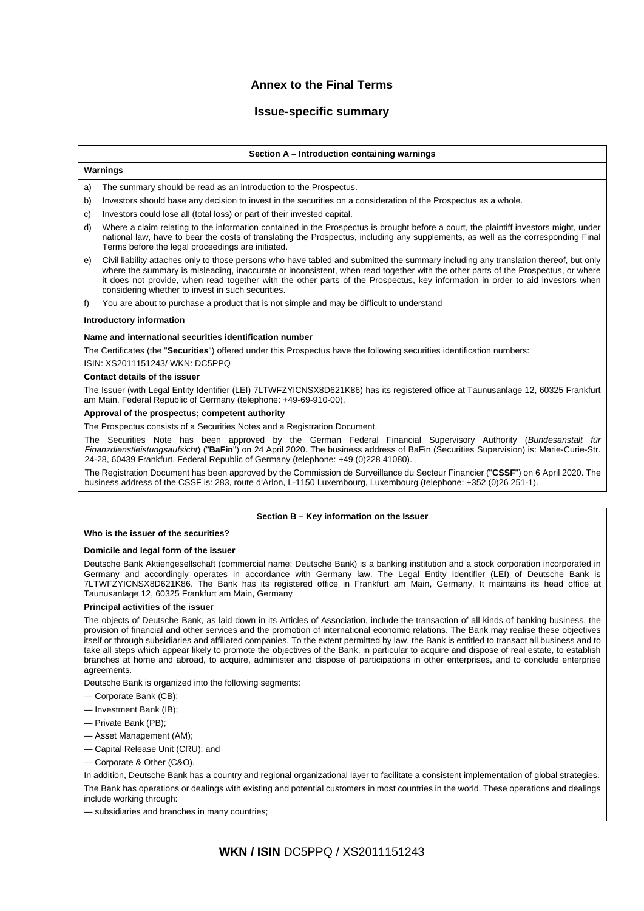# Annex to the Final Terms

## Issue-specific summary

### Section A – Introduction containing warnings

**Warnings**

a) The summary should be read as an introduction to the Prospectus.

b) Investors should base any decision to invest in the securities on a consideration of the Prospectus as a whole.

c) Investors could lose all (total loss) or part of their invested capital.

d) Where a claim relating to the information contained in the Prospectus is brought before a court, the plaintiff investors might, under national law, have to bear the costs of translating the Prospectus, including any supplements, as well as the corresponding Final Terms before the legal proceedings are initiated.

e) Civil liability attaches only to those persons who have tabled and submitted the summary including any translation thereof, but only where the summary is misleading, inaccurate or inconsistent, when read together with the other parts of the Prospectus, or where it does not provide, when read together with the other parts of the Prospectus, key information in order to aid investors when considering whether to invest in such securities.

f) You are about to purchase a product that is not simple and may be difficult to understand

**Introductory information**

**Name and international securities identification number**

The Certificates (the "**Securities**") offered under this Prospectus have the following securities identification numbers:

ISIN: XS2011151243/ WKN: DC5PPQ

**Contact details of the issuer**

The Issuer (with Legal Entity Identifier (LEI) 7LTWFZYICNSX8D621K86) has its registered office at Taunusanlage 12, 60325 Frankfurt am Main, Federal Republic of Germany (telephone: +49-69-910-00).

**Approval of the prospectus; competent authority**

The Prospectus consists of a Securities Notes and a Registration Document.

The Securities Note has been approved by the German Federal Financial Supervisory Authority (*Bundesanstalt für Finanzdienstleistungsaufsicht*) ("**BaFin**") on 24 April 2020. The business address of BaFin (Securities Supervision) is: Marie-Curie-Str. 24-28, 60439 Frankfurt, Federal Republic of Germany (telephone: +49 (0)228 41080).

The Registration Document has been approved by the Commission de Surveillance du Secteur Financier ("**CSSF**") on 6 April 2020. The business address of the CSSF is: 283, route d'Arlon, L-1150 Luxembourg, Luxembourg (telephone: +352 (0)26 251-1).

### Section B – Key information on the Issuer

**Who is the issuer of the securities?**

**Domicile and legal form of the issuer**

Deutsche Bank Aktiengesellschaft (commercial name: Deutsche Bank) is a banking institution and a stock corporation incorporated in Germany and accordingly operates in accordance with Germany law. The Legal Entity Identifier (LEI) of Deutsche Bank is 7LTWFZYICNSX8D621K86. The Bank has its registered office in Frankfurt am Main, Germany. It maintains its head office at Taunusanlage 12, 60325 Frankfurt am Main, Germany

**Principal activities of the issuer**

The objects of Deutsche Bank, as laid down in its Articles of Association, include the transaction of all kinds of banking business, the provision of financial and other services and the promotion of international economic relations. The Bank may realise these objectives itself or through subsidiaries and affiliated companies. To the extent permitted by law, the Bank is entitled to transact all business and to take all steps which appear likely to promote the objectives of the Bank, in particular to acquire and dispose of real estate, to establish branches at home and abroad, to acquire, administer and dispose of participations in other enterprises, and to conclude enterprise agreements.

Deutsche Bank is organized into the following segments:

— Corporate Bank (CB);

— Investment Bank (IB);

— Private Bank (PB);

— Asset Management (AM);

— Capital Release Unit (CRU); and

— Corporate & Other (C&O).

In addition, Deutsche Bank has a country and regional organizational layer to facilitate a consistent implementation of global strategies.

The Bank has operations or dealings with existing and potential customers in most countries in the world. These operations and dealings include working through:

— subsidiaries and branches in many countries;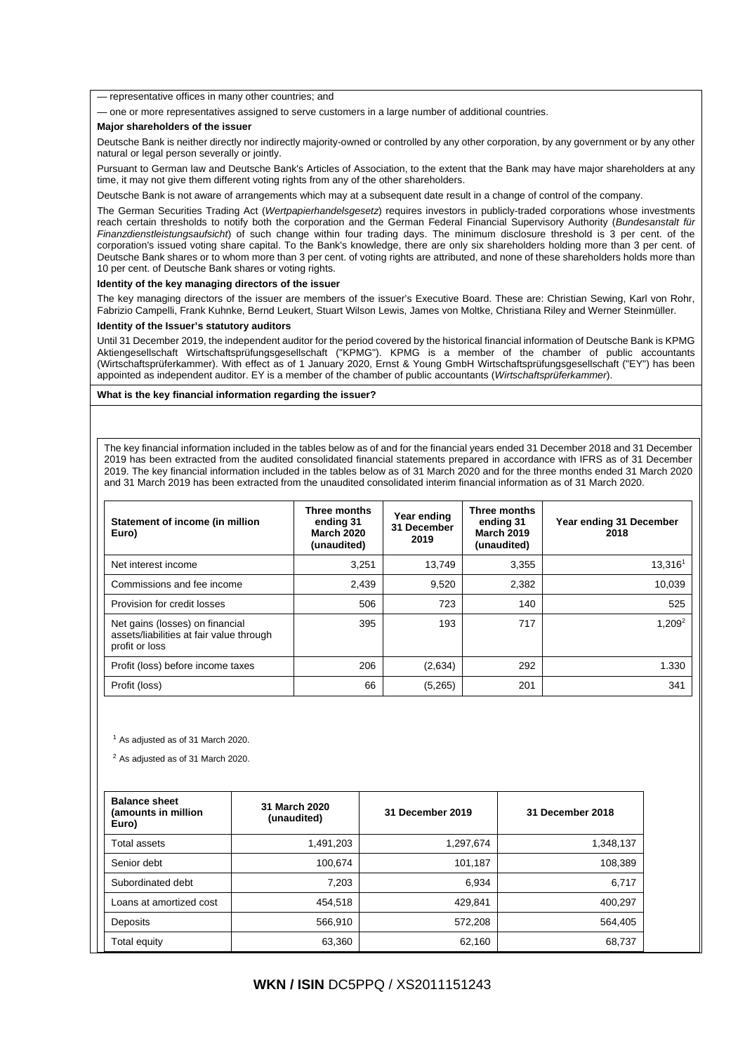— representative offices in many other countries; and

— one or more representatives assigned to serve customers in a large number of additional countries.

**Major shareholders of the issuer**

Deutsche Bank is neither directly nor indirectly majority-owned or controlled by any other corporation, by any government or by any other natural or legal person severally or jointly.

Pursuant to German law and Deutsche Bank's Articles of Association, to the extent that the Bank may have major shareholders at any time, it may not give them different voting rights from any of the other shareholders.

Deutsche Bank is not aware of arrangements which may at a subsequent date result in a change of control of the company.

The German Securities Trading Act (*Wertpapierhandelsgesetz*) requires investors in publicly-traded corporations whose investments reach certain thresholds to notify both the corporation and the German Federal Financial Supervisory Authority (*Bundesanstalt für Finanzdienstleistungsaufsicht*) of such change within four trading days. The minimum disclosure threshold is 3 per cent. of the corporation's issued voting share capital. To the Bank's knowledge, there are only six shareholders holding more than 3 per cent. of Deutsche Bank shares or to whom more than 3 per cent. of voting rights are attributed, and none of these shareholders holds more than 10 per cent. of Deutsche Bank shares or voting rights.

**Identity of the key managing directors of the issuer**

The key managing directors of the issuer are members of the issuer's Executive Board. These are: Christian Sewing, Karl von Rohr, Fabrizio Campelli, Frank Kuhnke, Bernd Leukert, Stuart Wilson Lewis, James von Moltke, Christiana Riley and Werner Steinmüller.

**Identity of the Issuer's statutory auditors**

Until 31 December 2019, the independent auditor for the period covered by the historical financial information of Deutsche Bank is KPMG Aktiengesellschaft Wirtschaftsprüfungsgesellschaft ("KPMG"). KPMG is a member of the chamber of public accountants (Wirtschaftsprüferkammer). With effect as of 1 January 2020, Ernst & Young GmbH Wirtschaftsprüfungsgesellschaft ("EY") has been appointed as independent auditor. EY is a member of the chamber of public accountants (*Wirtschaftsprüferkammer*).

**What is the key financial information regarding the issuer?**

The key financial information included in the tables below as of and for the financial years ended 31 December 2018 and 31 December 2019 has been extracted from the audited consolidated financial statements prepared in accordance with IFRS as of 31 December 2019. The key financial information included in the tables below as of 31 March 2020 and for the three months ended 31 March 2020 and 31 March 2019 has been extracted from the unaudited consolidated interim financial information as of 31 March 2020.

| Statement of income (in million Euro) | Three months ending 31 March 2020 (unaudited) | Year ending 31 December 2019 | Three months ending 31 March 2019 (unaudited) | Year ending 31 December 2018 |
|---|---|---|---|---|
| Net interest income | 3,251 | 13,749 | 3,355 | 13,316[1] |
| Commissions and fee income | 2,439 | 9,520 | 2,382 | 10,039 |
| Provision for credit losses | 506 | 723 | 140 | 525 |
| Net gains (losses) on financial assets/liabilities at fair value through profit or loss | 395 | 193 | 717 | 1,209[2] |
| Profit (loss) before income taxes | 206 | (2,634) | 292 | 1.330 |
| Profit (loss) | 66 | (5,265) | 201 | 341 |

[1] As adjusted as of 31 March 2020.

[2] As adjusted as of 31 March 2020.

| Balance sheet (amounts in million Euro) | 31 March 2020 (unaudited) | 31 December 2019 | 31 December 2018 |
|---|---|---|---|
| Total assets | 1,491,203 | 1,297,674 | 1,348,137 |
| Senior debt | 100,674 | 101,187 | 108,389 |
| Subordinated debt | 7,203 | 6,934 | 6,717 |
| Loans at amortized cost | 454,518 | 429,841 | 400,297 |
| Deposits | 566,910 | 572,208 | 564,405 |
| Total equity | 63,360 | 62,160 | 68,737 |

**WKN / ISIN** DC5PPQ / XS2011151243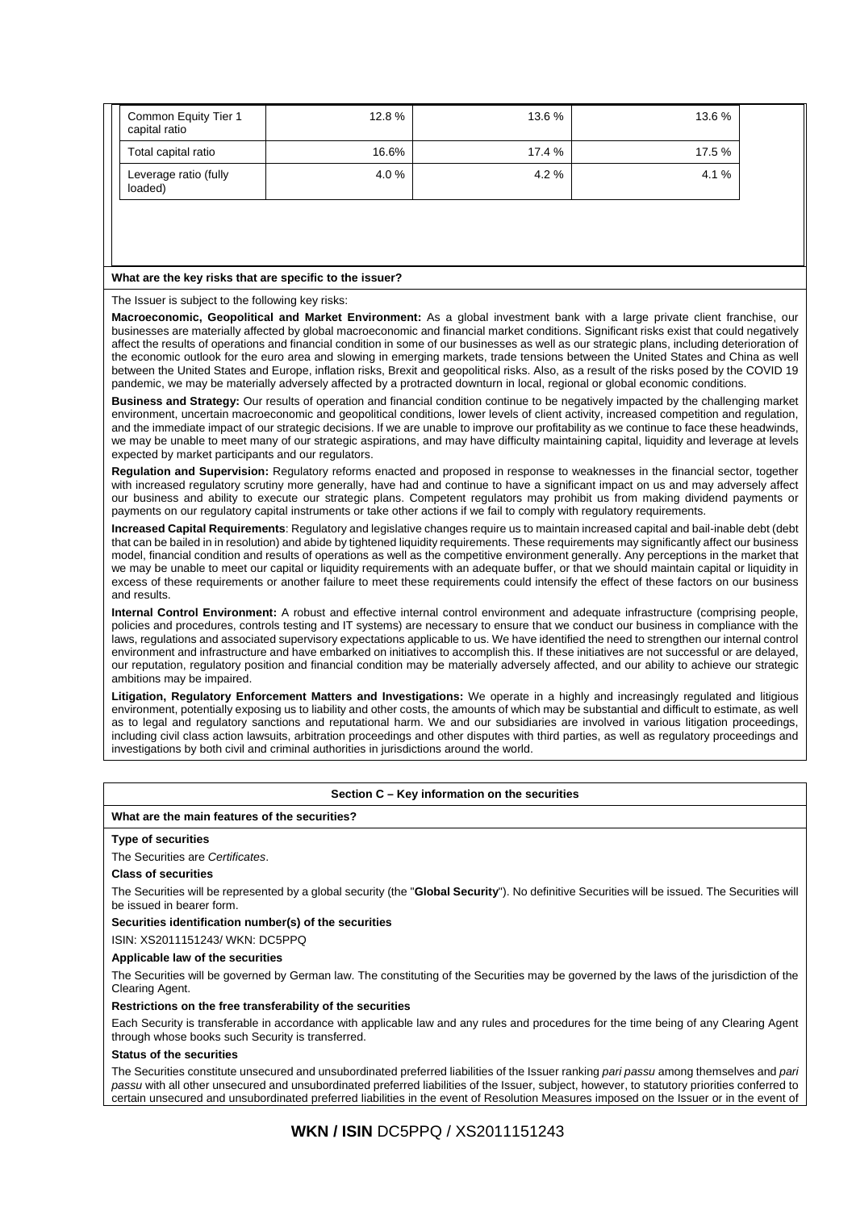| | | | |
|---|---|---|---|
| Common Equity Tier 1 capital ratio | 12.8 % | 13.6 % | 13.6 % |
| Total capital ratio | 16.6% | 17.4 % | 17.5 % |
| Leverage ratio (fully loaded) | 4.0 % | 4.2 % | 4.1 % |

**What are the key risks that are specific to the issuer?**

The Issuer is subject to the following key risks:

**Macroeconomic, Geopolitical and Market Environment:** As a global investment bank with a large private client franchise, our businesses are materially affected by global macroeconomic and financial market conditions. Significant risks exist that could negatively affect the results of operations and financial condition in some of our businesses as well as our strategic plans, including deterioration of the economic outlook for the euro area and slowing in emerging markets, trade tensions between the United States and China as well between the United States and Europe, inflation risks, Brexit and geopolitical risks. Also, as a result of the risks posed by the COVID 19 pandemic, we may be materially adversely affected by a protracted downturn in local, regional or global economic conditions.

**Business and Strategy:** Our results of operation and financial condition continue to be negatively impacted by the challenging market environment, uncertain macroeconomic and geopolitical conditions, lower levels of client activity, increased competition and regulation, and the immediate impact of our strategic decisions. If we are unable to improve our profitability as we continue to face these headwinds, we may be unable to meet many of our strategic aspirations, and may have difficulty maintaining capital, liquidity and leverage at levels expected by market participants and our regulators.

**Regulation and Supervision:** Regulatory reforms enacted and proposed in response to weaknesses in the financial sector, together with increased regulatory scrutiny more generally, have had and continue to have a significant impact on us and may adversely affect our business and ability to execute our strategic plans. Competent regulators may prohibit us from making dividend payments or payments on our regulatory capital instruments or take other actions if we fail to comply with regulatory requirements.

**Increased Capital Requirements**: Regulatory and legislative changes require us to maintain increased capital and bail-inable debt (debt that can be bailed in in resolution) and abide by tightened liquidity requirements. These requirements may significantly affect our business model, financial condition and results of operations as well as the competitive environment generally. Any perceptions in the market that we may be unable to meet our capital or liquidity requirements with an adequate buffer, or that we should maintain capital or liquidity in excess of these requirements or another failure to meet these requirements could intensify the effect of these factors on our business and results.

**Internal Control Environment:** A robust and effective internal control environment and adequate infrastructure (comprising people, policies and procedures, controls testing and IT systems) are necessary to ensure that we conduct our business in compliance with the laws, regulations and associated supervisory expectations applicable to us. We have identified the need to strengthen our internal control environment and infrastructure and have embarked on initiatives to accomplish this. If these initiatives are not successful or are delayed, our reputation, regulatory position and financial condition may be materially adversely affected, and our ability to achieve our strategic ambitions may be impaired.

**Litigation, Regulatory Enforcement Matters and Investigations:** We operate in a highly and increasingly regulated and litigious environment, potentially exposing us to liability and other costs, the amounts of which may be substantial and difficult to estimate, as well as to legal and regulatory sanctions and reputational harm. We and our subsidiaries are involved in various litigation proceedings, including civil class action lawsuits, arbitration proceedings and other disputes with third parties, as well as regulatory proceedings and investigations by both civil and criminal authorities in jurisdictions around the world.

## Section C – Key information on the securities

**What are the main features of the securities?**

**Type of securities**

The Securities are *Certificates*.

**Class of securities**

The Securities will be represented by a global security (the "**Global Security**"). No definitive Securities will be issued. The Securities will be issued in bearer form.

**Securities identification number(s) of the securities**

ISIN: XS2011151243/ WKN: DC5PPQ

**Applicable law of the securities**

The Securities will be governed by German law. The constituting of the Securities may be governed by the laws of the jurisdiction of the Clearing Agent.

**Restrictions on the free transferability of the securities**

Each Security is transferable in accordance with applicable law and any rules and procedures for the time being of any Clearing Agent through whose books such Security is transferred.

**Status of the securities**

The Securities constitute unsecured and unsubordinated preferred liabilities of the Issuer ranking *pari passu* among themselves and *pari passu* with all other unsecured and unsubordinated preferred liabilities of the Issuer, subject, however, to statutory priorities conferred to certain unsecured and unsubordinated preferred liabilities in the event of Resolution Measures imposed on the Issuer or in the event of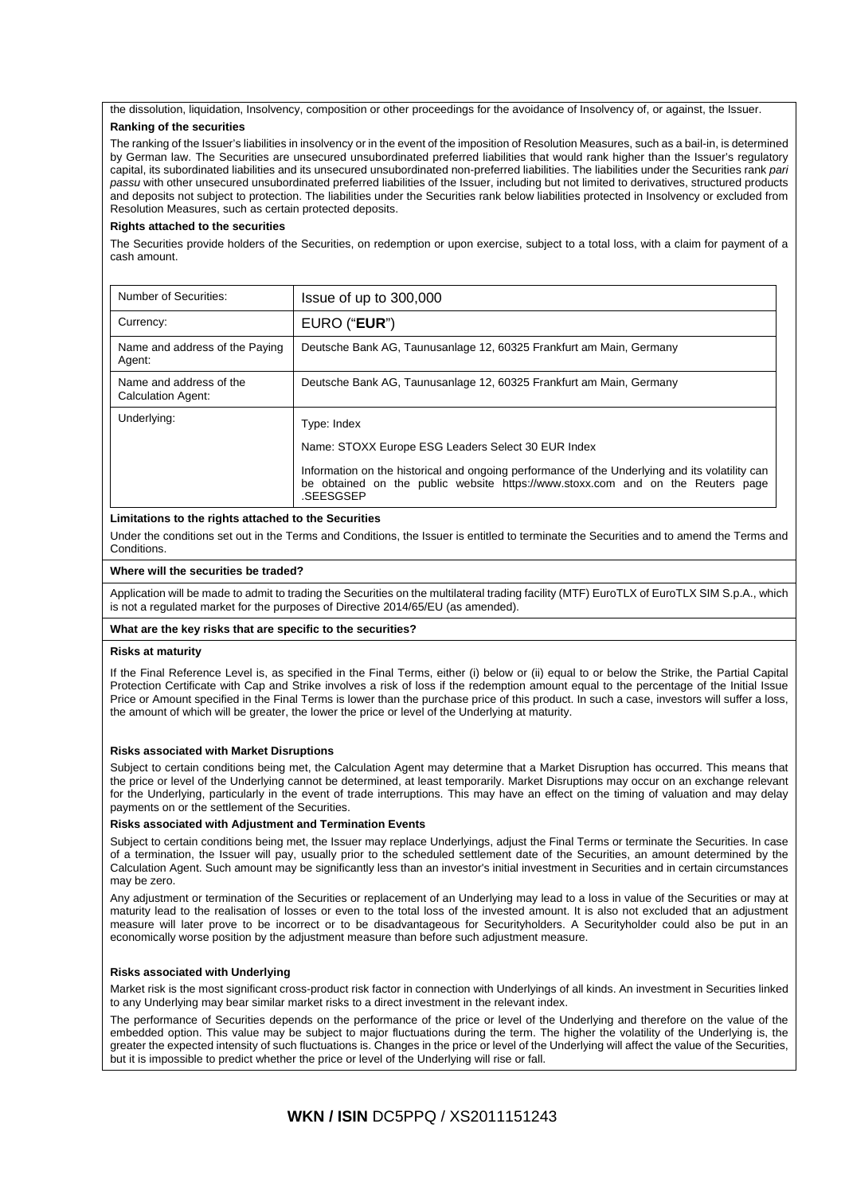the dissolution, liquidation, Insolvency, composition or other proceedings for the avoidance of Insolvency of, or against, the Issuer.

**Ranking of the securities**

The ranking of the Issuer's liabilities in insolvency or in the event of the imposition of Resolution Measures, such as a bail-in, is determined by German law. The Securities are unsecured unsubordinated preferred liabilities that would rank higher than the Issuer's regulatory capital, its subordinated liabilities and its unsecured unsubordinated non-preferred liabilities. The liabilities under the Securities rank *pari passu* with other unsecured unsubordinated preferred liabilities of the Issuer, including but not limited to derivatives, structured products and deposits not subject to protection. The liabilities under the Securities rank below liabilities protected in Insolvency or excluded from Resolution Measures, such as certain protected deposits.

**Rights attached to the securities**

The Securities provide holders of the Securities, on redemption or upon exercise, subject to a total loss, with a claim for payment of a cash amount.

| | |
|---|---|
| Number of Securities: | Issue of up to 300,000 |
| Currency: | EURO ("**EUR**") |
| Name and address of the Paying Agent: | Deutsche Bank AG, Taunusanlage 12, 60325 Frankfurt am Main, Germany |
| Name and address of the Calculation Agent: | Deutsche Bank AG, Taunusanlage 12, 60325 Frankfurt am Main, Germany |
| Underlying: | Type: Index<br><br>Name: STOXX Europe ESG Leaders Select 30 EUR Index<br><br>Information on the historical and ongoing performance of the Underlying and its volatility can be obtained on the public website https://www.stoxx.com and on the Reuters page .SEESGSEP |

**Limitations to the rights attached to the Securities**

Under the conditions set out in the Terms and Conditions, the Issuer is entitled to terminate the Securities and to amend the Terms and Conditions.

**Where will the securities be traded?**

Application will be made to admit to trading the Securities on the multilateral trading facility (MTF) EuroTLX of EuroTLX SIM S.p.A., which is not a regulated market for the purposes of Directive 2014/65/EU (as amended).

**What are the key risks that are specific to the securities?**

**Risks at maturity**

If the Final Reference Level is, as specified in the Final Terms, either (i) below or (ii) equal to or below the Strike, the Partial Capital Protection Certificate with Cap and Strike involves a risk of loss if the redemption amount equal to the percentage of the Initial Issue Price or Amount specified in the Final Terms is lower than the purchase price of this product. In such a case, investors will suffer a loss, the amount of which will be greater, the lower the price or level of the Underlying at maturity.

**Risks associated with Market Disruptions**

Subject to certain conditions being met, the Calculation Agent may determine that a Market Disruption has occurred. This means that the price or level of the Underlying cannot be determined, at least temporarily. Market Disruptions may occur on an exchange relevant for the Underlying, particularly in the event of trade interruptions. This may have an effect on the timing of valuation and may delay payments on or the settlement of the Securities.

**Risks associated with Adjustment and Termination Events**

Subject to certain conditions being met, the Issuer may replace Underlyings, adjust the Final Terms or terminate the Securities. In case of a termination, the Issuer will pay, usually prior to the scheduled settlement date of the Securities, an amount determined by the Calculation Agent. Such amount may be significantly less than an investor's initial investment in Securities and in certain circumstances may be zero.

Any adjustment or termination of the Securities or replacement of an Underlying may lead to a loss in value of the Securities or may at maturity lead to the realisation of losses or even to the total loss of the invested amount. It is also not excluded that an adjustment measure will later prove to be incorrect or to be disadvantageous for Securityholders. A Securityholder could also be put in an economically worse position by the adjustment measure than before such adjustment measure.

**Risks associated with Underlying**

Market risk is the most significant cross-product risk factor in connection with Underlyings of all kinds. An investment in Securities linked to any Underlying may bear similar market risks to a direct investment in the relevant index.

The performance of Securities depends on the performance of the price or level of the Underlying and therefore on the value of the embedded option. This value may be subject to major fluctuations during the term. The higher the volatility of the Underlying is, the greater the expected intensity of such fluctuations is. Changes in the price or level of the Underlying will affect the value of the Securities, but it is impossible to predict whether the price or level of the Underlying will rise or fall.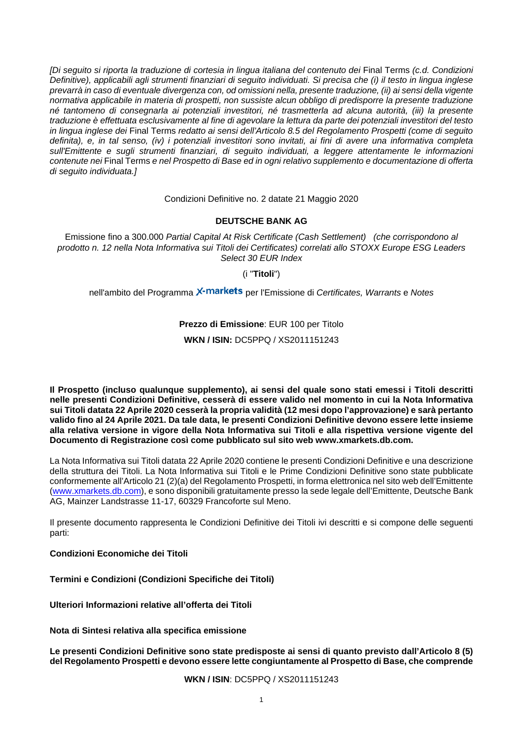*[Di seguito si riporta la traduzione di cortesia in lingua italiana del contenuto dei* Final Terms *(c.d. Condizioni Definitive), applicabili agli strumenti finanziari di seguito individuati. Si precisa che (i) il testo in lingua inglese prevarrà in caso di eventuale divergenza con, od omissioni nella, presente traduzione, (ii) ai sensi della vigente normativa applicabile in materia di prospetti, non sussiste alcun obbligo di predisporre la presente traduzione né tantomeno di consegnarla ai potenziali investitori, né trasmetterla ad alcuna autorità, (iii) la presente traduzione è effettuata esclusivamente al fine di agevolare la lettura da parte dei potenziali investitori del testo in lingua inglese dei* Final Terms *redatto ai sensi dell'Articolo 8.5 del Regolamento Prospetti (come di seguito definita), e, in tal senso, (iv) i potenziali investitori sono invitati, ai fini di avere una informativa completa sull'Emittente e sugli strumenti finanziari, di seguito individuati, a leggere attentamente le informazioni contenute nei* Final Terms *e nel Prospetto di Base ed in ogni relativo supplemento e documentazione di offerta di seguito individuata.]*

Condizioni Definitive no. 2 datate 21 Maggio 2020

**DEUTSCHE BANK AG**

Emissione fino a 300.000 *Partial Capital At Risk Certificate (Cash Settlement) (che corrispondono al prodotto n. 12 nella Nota Informativa sui Titoli dei Certificates) correlati allo STOXX Europe ESG Leaders Select 30 EUR Index*

(i "**Titoli**")

nell'ambito del Programma X-markets per l'Emissione di *Certificates, Warrants* e *Notes*

**Prezzo di Emissione**: EUR 100 per Titolo

**WKN / ISIN:** DC5PPQ / XS2011151243

**Il Prospetto (incluso qualunque supplemento), ai sensi del quale sono stati emessi i Titoli descritti nelle presenti Condizioni Definitive, cesserà di essere valido nel momento in cui la Nota Informativa sui Titoli datata 22 Aprile 2020 cesserà la propria validità (12 mesi dopo l'approvazione) e sarà pertanto valido fino al 24 Aprile 2021. Da tale data, le presenti Condizioni Definitive devono essere lette insieme alla relativa versione in vigore della Nota Informativa sui Titoli e alla rispettiva versione vigente del Documento di Registrazione così come pubblicato sul sito web www.xmarkets.db.com.**

La Nota Informativa sui Titoli datata 22 Aprile 2020 contiene le presenti Condizioni Definitive e una descrizione della struttura dei Titoli. La Nota Informativa sui Titoli e le Prime Condizioni Definitive sono state pubblicate conformemente all'Articolo 21 (2)(a) del Regolamento Prospetti, in forma elettronica nel sito web dell'Emittente (www.xmarkets.db.com), e sono disponibili gratuitamente presso la sede legale dell'Emittente, Deutsche Bank AG, Mainzer Landstrasse 11-17, 60329 Francoforte sul Meno.

Il presente documento rappresenta le Condizioni Definitive dei Titoli ivi descritti e si compone delle seguenti parti:

**Condizioni Economiche dei Titoli**

**Termini e Condizioni (Condizioni Specifiche dei Titoli)**

**Ulteriori Informazioni relative all'offerta dei Titoli**

**Nota di Sintesi relativa alla specifica emissione**

**Le presenti Condizioni Definitive sono state predisposte ai sensi di quanto previsto dall'Articolo 8 (5) del Regolamento Prospetti e devono essere lette congiuntamente al Prospetto di Base, che comprende**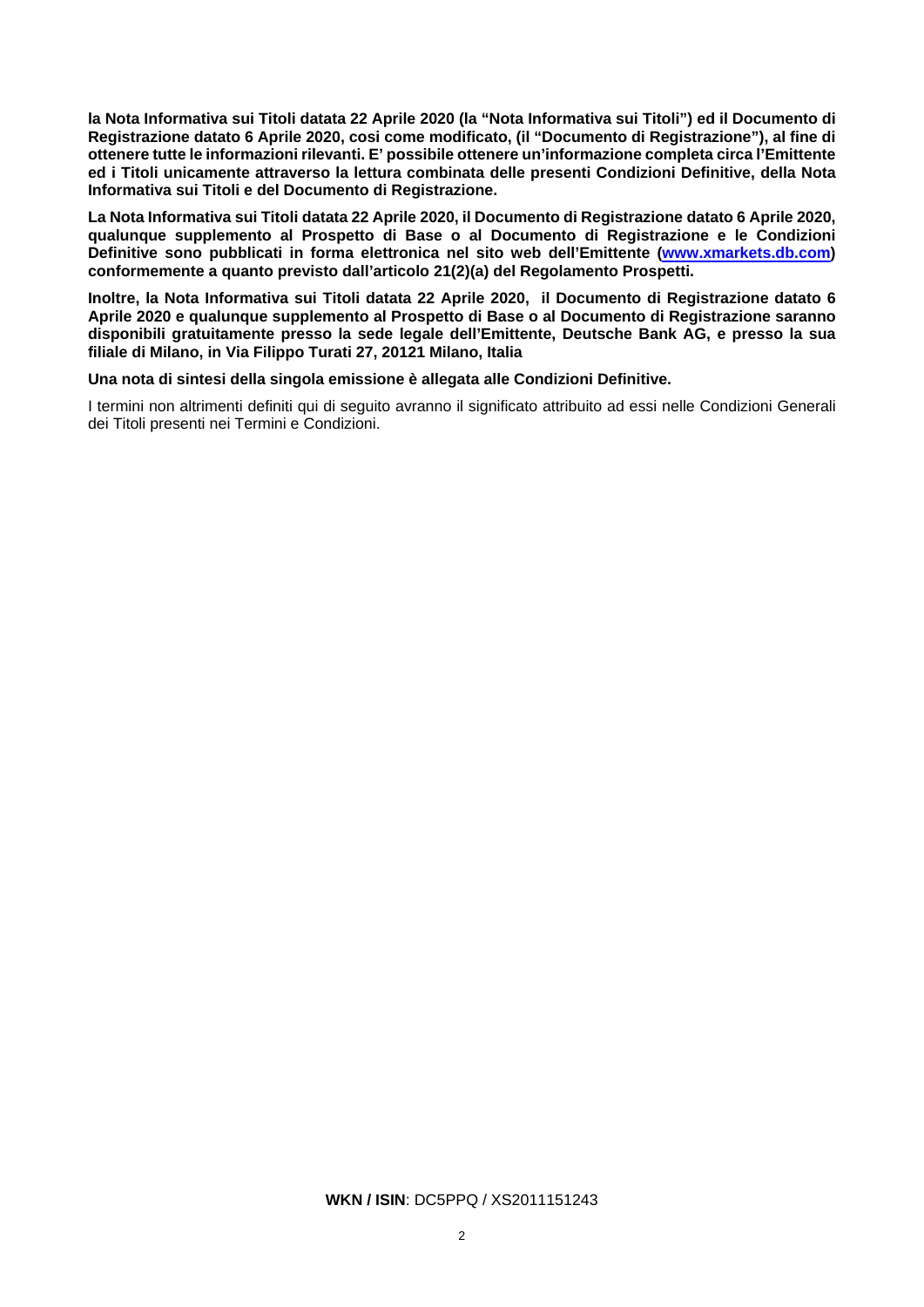**la Nota Informativa sui Titoli datata 22 Aprile 2020 (la "Nota Informativa sui Titoli") ed il Documento di Registrazione datato 6 Aprile 2020, così come modificato, (il "Documento di Registrazione"), al fine di ottenere tutte le informazioni rilevanti. E' possibile ottenere un'informazione completa circa l'Emittente ed i Titoli unicamente attraverso la lettura combinata delle presenti Condizioni Definitive, della Nota Informativa sui Titoli e del Documento di Registrazione.**

**La Nota Informativa sui Titoli datata 22 Aprile 2020, il Documento di Registrazione datato 6 Aprile 2020, qualunque supplemento al Prospetto di Base o al Documento di Registrazione e le Condizioni Definitive sono pubblicati in forma elettronica nel sito web dell'Emittente (www.xmarkets.db.com) conformemente a quanto previsto dall'articolo 21(2)(a) del Regolamento Prospetti.**

**Inoltre, la Nota Informativa sui Titoli datata 22 Aprile 2020, il Documento di Registrazione datato 6 Aprile 2020 e qualunque supplemento al Prospetto di Base o al Documento di Registrazione saranno disponibili gratuitamente presso la sede legale dell'Emittente, Deutsche Bank AG, e presso la sua filiale di Milano, in Via Filippo Turati 27, 20121 Milano, Italia**

**Una nota di sintesi della singola emissione è allegata alle Condizioni Definitive.**

I termini non altrimenti definiti qui di seguito avranno il significato attribuito ad essi nelle Condizioni Generali dei Titoli presenti nei Termini e Condizioni.

**WKN / ISIN**: DC5PPQ / XS2011151243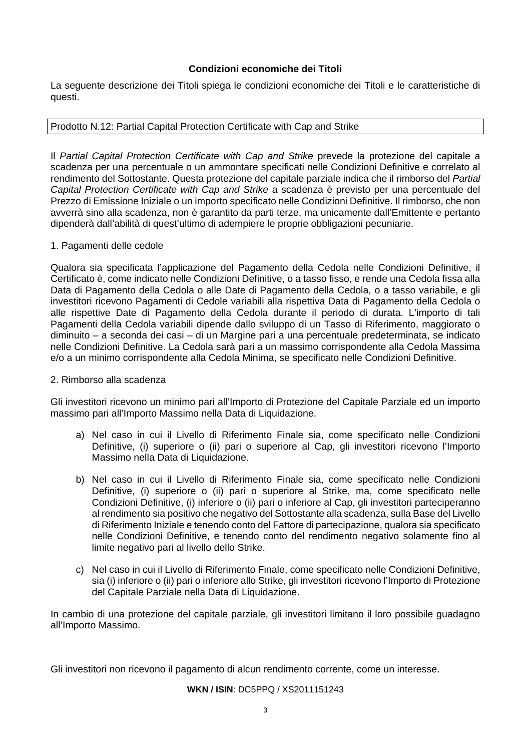**Condizioni economiche dei Titoli**

La seguente descrizione dei Titoli spiega le condizioni economiche dei Titoli e le caratteristiche di questi.

| Prodotto N.12: Partial Capital Protection Certificate with Cap and Strike |
|---|

Il *Partial Capital Protection Certificate with Cap and Strike* prevede la protezione del capitale a scadenza per una percentuale o un ammontare specificati nelle Condizioni Definitive e correlato al rendimento del Sottostante. Questa protezione del capitale parziale indica che il rimborso del *Partial Capital Protection Certificate with Cap and Strike* a scadenza è previsto per una percentuale del Prezzo di Emissione Iniziale o un importo specificato nelle Condizioni Definitive. Il rimborso, che non avverrà sino alla scadenza, non è garantito da parti terze, ma unicamente dall'Emittente e pertanto dipenderà dall'abilità di quest'ultimo di adempiere le proprie obbligazioni pecuniarie.

1. Pagamenti delle cedole

Qualora sia specificata l'applicazione del Pagamento della Cedola nelle Condizioni Definitive, il Certificato è, come indicato nelle Condizioni Definitive, o a tasso fisso, e rende una Cedola fissa alla Data di Pagamento della Cedola o alle Date di Pagamento della Cedola, o a tasso variabile, e gli investitori ricevono Pagamenti di Cedole variabili alla rispettiva Data di Pagamento della Cedola o alle rispettive Date di Pagamento della Cedola durante il periodo di durata. L'importo di tali Pagamenti della Cedola variabili dipende dallo sviluppo di un Tasso di Riferimento, maggiorato o diminuito – a seconda dei casi – di un Margine pari a una percentuale predeterminata, se indicato nelle Condizioni Definitive. La Cedola sarà pari a un massimo corrispondente alla Cedola Massima e/o a un minimo corrispondente alla Cedola Minima, se specificato nelle Condizioni Definitive.

2. Rimborso alla scadenza

Gli investitori ricevono un minimo pari all'Importo di Protezione del Capitale Parziale ed un importo massimo pari all'Importo Massimo nella Data di Liquidazione.

a) Nel caso in cui il Livello di Riferimento Finale sia, come specificato nelle Condizioni Definitive, (i) superiore o (ii) pari o superiore al Cap, gli investitori ricevono l'Importo Massimo nella Data di Liquidazione.

b) Nel caso in cui il Livello di Riferimento Finale sia, come specificato nelle Condizioni Definitive, (i) superiore o (ii) pari o superiore al Strike, ma, come specificato nelle Condizioni Definitive, (i) inferiore o (ii) pari o inferiore al Cap, gli investitori parteciperanno al rendimento sia positivo che negativo del Sottostante alla scadenza, sulla Base del Livello di Riferimento Iniziale e tenendo conto del Fattore di partecipazione, qualora sia specificato nelle Condizioni Definitive, e tenendo conto del rendimento negativo solamente fino al limite negativo pari al livello dello Strike.

c) Nel caso in cui il Livello di Riferimento Finale, come specificato nelle Condizioni Definitive, sia (i) inferiore o (ii) pari o inferiore allo Strike, gli investitori ricevono l'Importo di Protezione del Capitale Parziale nella Data di Liquidazione.

In cambio di una protezione del capitale parziale, gli investitori limitano il loro possibile guadagno all'Importo Massimo.

Gli investitori non ricevono il pagamento di alcun rendimento corrente, come un interesse.

**WKN / ISIN**: DC5PPQ / XS2011151243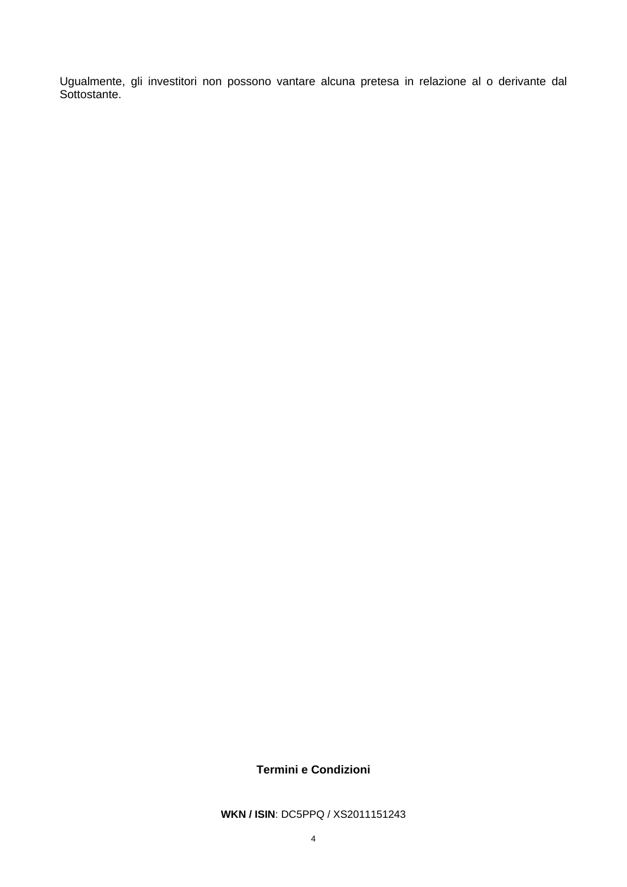Ugualmente, gli investitori non possono vantare alcuna pretesa in relazione al o derivante dal Sottostante.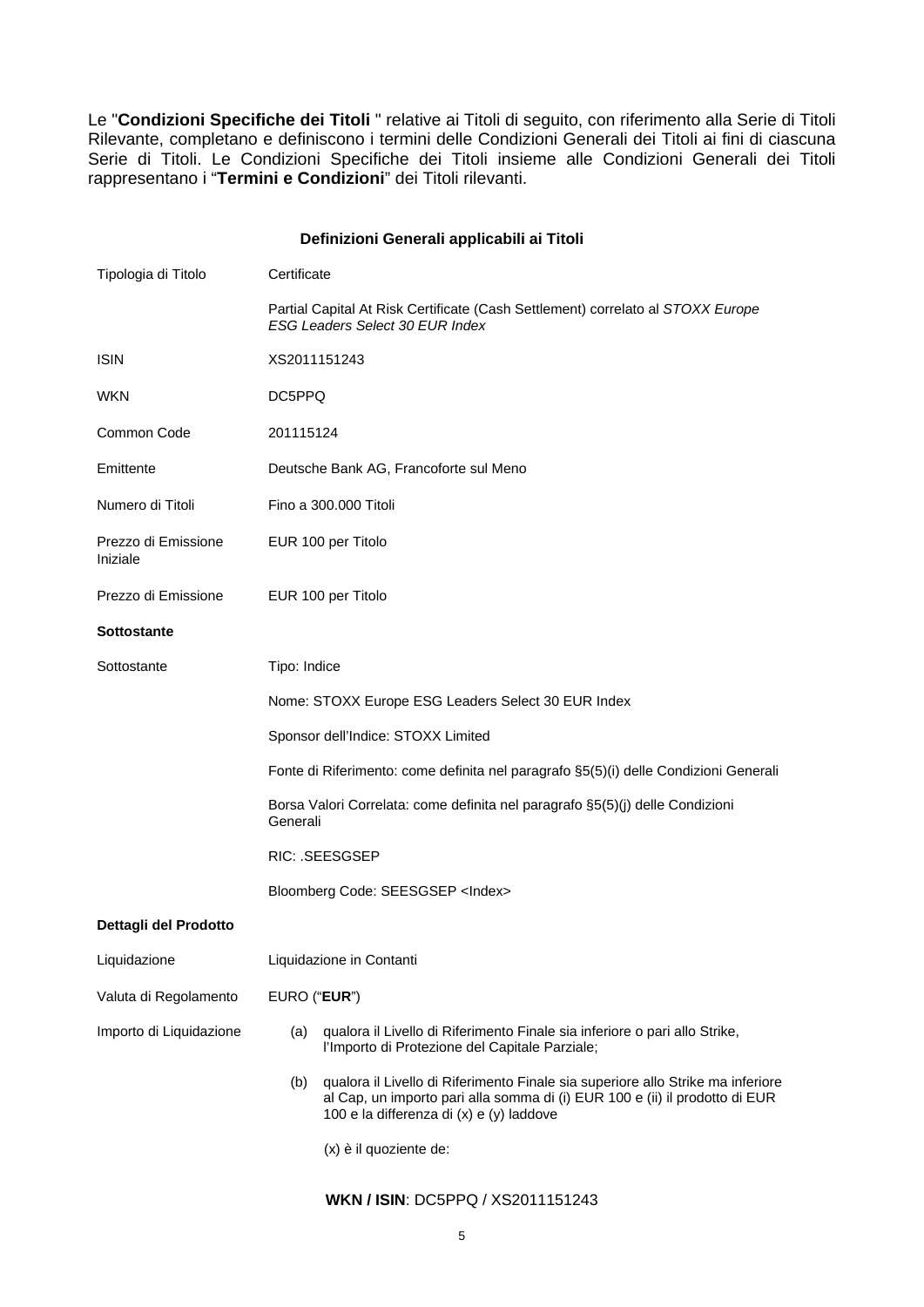Le "**Condizioni Specifiche dei Titoli** " relative ai Titoli di seguito, con riferimento alla Serie di Titoli Rilevante, completano e definiscono i termini delle Condizioni Generali dei Titoli ai fini di ciascuna Serie di Titoli. Le Condizioni Specifiche dei Titoli insieme alle Condizioni Generali dei Titoli rappresentano i "**Termini e Condizioni**" dei Titoli rilevanti.

### Definizioni Generali applicabili ai Titoli

| | |
|---|---|
| Tipologia di Titolo | Certificate |
| | Partial Capital At Risk Certificate (Cash Settlement) correlato al *STOXX Europe ESG Leaders Select 30 EUR Index* |
| ISIN | XS2011151243 |
| WKN | DC5PPQ |
| Common Code | 201115124 |
| Emittente | Deutsche Bank AG, Francoforte sul Meno |
| Numero di Titoli | Fino a 300.000 Titoli |
| Prezzo di Emissione Iniziale | EUR 100 per Titolo |
| Prezzo di Emissione | EUR 100 per Titolo |
| **Sottostante** | |
| Sottostante | Tipo: Indice |
| | Nome: STOXX Europe ESG Leaders Select 30 EUR Index |
| | Sponsor dell'Indice: STOXX Limited |
| | Fonte di Riferimento: come definita nel paragrafo §5(5)(i) delle Condizioni Generali |
| | Borsa Valori Correlata: come definita nel paragrafo §5(5)(j) delle Condizioni Generali |
| | RIC: .SEESGSEP |
| | Bloomberg Code: SEESGSEP <Index> |
| **Dettagli del Prodotto** | |
| Liquidazione | Liquidazione in Contanti |
| Valuta di Regolamento | EURO ("**EUR**") |
| Importo di Liquidazione | (a) qualora il Livello di Riferimento Finale sia inferiore o pari allo Strike, l'Importo di Protezione del Capitale Parziale; |
| | (b) qualora il Livello di Riferimento Finale sia superiore allo Strike ma inferiore al Cap, un importo pari alla somma di (i) EUR 100 e (ii) il prodotto di EUR 100 e la differenza di (x) e (y) laddove |
| | (x) è il quoziente de: |

**WKN / ISIN**: DC5PPQ / XS2011151243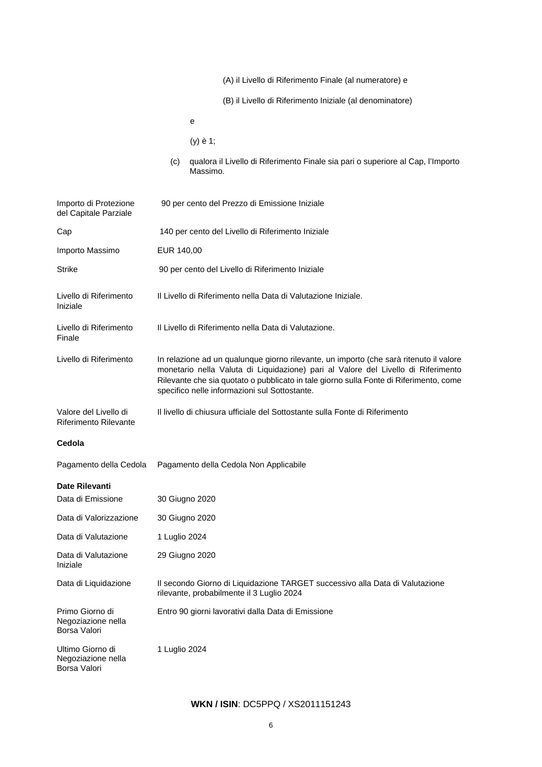(A) il Livello di Riferimento Finale (al numeratore) e

(B) il Livello di Riferimento Iniziale (al denominatore)

e

(y) è 1;

(c) qualora il Livello di Riferimento Finale sia pari o superiore al Cap, l'Importo Massimo.

| | |
|---|---|
| Importo di Protezione del Capitale Parziale | 90 per cento del Prezzo di Emissione Iniziale |
| Cap | 140 per cento del Livello di Riferimento Iniziale |
| Importo Massimo | EUR 140,00 |
| Strike | 90 per cento del Livello di Riferimento Iniziale |
| Livello di Riferimento Iniziale | Il Livello di Riferimento nella Data di Valutazione Iniziale. |
| Livello di Riferimento Finale | Il Livello di Riferimento nella Data di Valutazione. |
| Livello di Riferimento | In relazione ad un qualunque giorno rilevante, un importo (che sarà ritenuto il valore monetario nella Valuta di Liquidazione) pari al Valore del Livello di Riferimento Rilevante che sia quotato o pubblicato in tale giorno sulla Fonte di Riferimento, come specifico nelle informazioni sul Sottostante. |
| Valore del Livello di Riferimento Rilevante | Il livello di chiusura ufficiale del Sottostante sulla Fonte di Riferimento |

**Cedola**

| | |
|---|---|
| Pagamento della Cedola | Pagamento della Cedola Non Applicabile |

**Date Rilevanti**

| | |
|---|---|
| Data di Emissione | 30 Giugno 2020 |
| Data di Valorizzazione | 30 Giugno 2020 |
| Data di Valutazione | 1 Luglio 2024 |
| Data di Valutazione Iniziale | 29 Giugno 2020 |
| Data di Liquidazione | Il secondo Giorno di Liquidazione TARGET successivo alla Data di Valutazione rilevante, probabilmente il 3 Luglio 2024 |
| Primo Giorno di Negoziazione nella Borsa Valori | Entro 90 giorni lavorativi dalla Data di Emissione |
| Ultimo Giorno di Negoziazione nella Borsa Valori | 1 Luglio 2024 |

**WKN / ISIN**: DC5PPQ / XS2011151243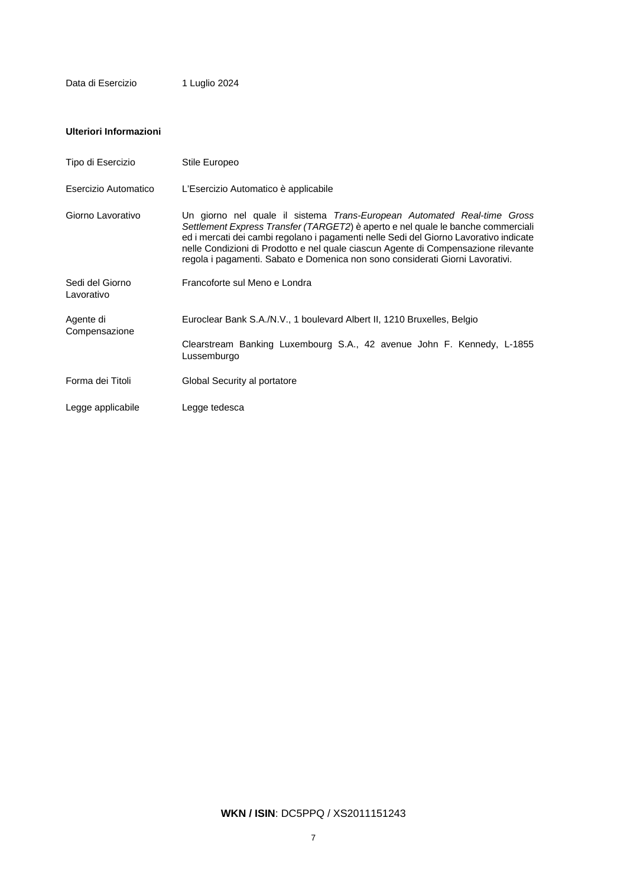| | |
|---|---|
| Data di Esercizio | 1 Luglio 2024 |

**Ulteriori Informazioni**

| | |
|---|---|
| Tipo di Esercizio | Stile Europeo |
| Esercizio Automatico | L'Esercizio Automatico è applicabile |
| Giorno Lavorativo | Un giorno nel quale il sistema *Trans-European Automated Real-time Gross Settlement Express Transfer (TARGET2*) è aperto e nel quale le banche commerciali ed i mercati dei cambi regolano i pagamenti nelle Sedi del Giorno Lavorativo indicate nelle Condizioni di Prodotto e nel quale ciascun Agente di Compensazione rilevante regola i pagamenti. Sabato e Domenica non sono considerati Giorni Lavorativi. |
| Sedi del Giorno Lavorativo | Francoforte sul Meno e Londra |
| Agente di Compensazione | Euroclear Bank S.A./N.V., 1 boulevard Albert II, 1210 Bruxelles, Belgio<br><br>Clearstream Banking Luxembourg S.A., 42 avenue John F. Kennedy, L-1855 Lussemburgo |
| Forma dei Titoli | Global Security al portatore |
| Legge applicabile | Legge tedesca |

**WKN / ISIN**: DC5PPQ / XS2011151243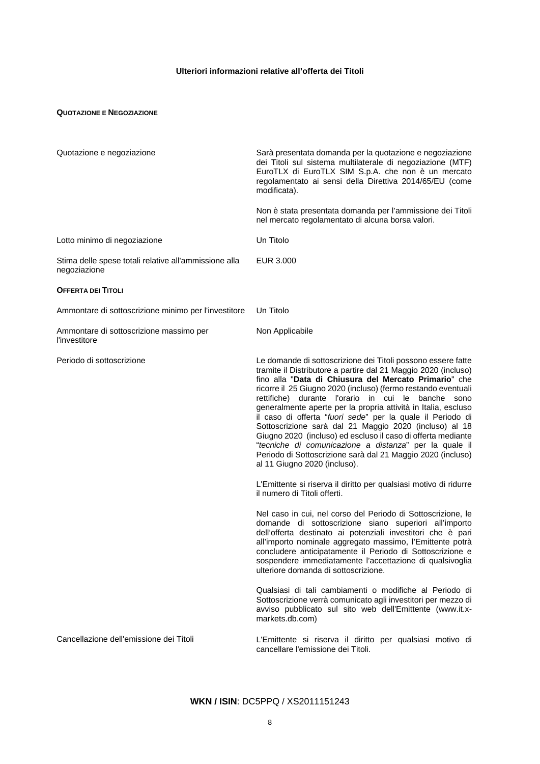## Ulteriori informazioni relative all'offerta dei Titoli

**QUOTAZIONE E NEGOZIAZIONE**

| | |
|---|---|
| Quotazione e negoziazione | Sarà presentata domanda per la quotazione e negoziazione dei Titoli sul sistema multilaterale di negoziazione (MTF) EuroTLX di EuroTLX SIM S.p.A. che non è un mercato regolamentato ai sensi della Direttiva 2014/65/EU (come modificata).<br><br>Non è stata presentata domanda per l'ammissione dei Titoli nel mercato regolamentato di alcuna borsa valori. |
| Lotto minimo di negoziazione | Un Titolo |
| Stima delle spese totali relative all'ammissione alla negoziazione | EUR 3.000 |

**OFFERTA DEI TITOLI**

| | |
|---|---|
| Ammontare di sottoscrizione minimo per l'investitore | Un Titolo |
| Ammontare di sottoscrizione massimo per l'investitore | Non Applicabile |
| Periodo di sottoscrizione | Le domande di sottoscrizione dei Titoli possono essere fatte tramite il Distributore a partire dal 21 Maggio 2020 (incluso) fino alla "**Data di Chiusura del Mercato Primario**" che ricorre il 25 Giugno 2020 (incluso) (fermo restando eventuali rettifiche) durante l'orario in cui le banche sono generalmente aperte per la propria attività in Italia, escluso il caso di offerta "*fuori sede*" per la quale il Periodo di Sottoscrizione sarà dal 21 Maggio 2020 (incluso) al 18 Giugno 2020 (incluso) ed escluso il caso di offerta mediante "*tecniche di comunicazione a distanza*" per la quale il Periodo di Sottoscrizione sarà dal 21 Maggio 2020 (incluso) al 11 Giugno 2020 (incluso).<br><br>L'Emittente si riserva il diritto per qualsiasi motivo di ridurre il numero di Titoli offerti.<br><br>Nel caso in cui, nel corso del Periodo di Sottoscrizione, le domande di sottoscrizione siano superiori all'importo dell'offerta destinato ai potenziali investitori che è pari all'importo nominale aggregato massimo, l'Emittente potrà concludere anticipatamente il Periodo di Sottoscrizione e sospendere immediatamente l'accettazione di qualsivoglia ulteriore domanda di sottoscrizione.<br><br>Qualsiasi di tali cambiamenti o modifiche al Periodo di Sottoscrizione verrà comunicato agli investitori per mezzo di avviso pubblicato sul sito web dell'Emittente (www.it.x-markets.db.com) |
| Cancellazione dell'emissione dei Titoli | L'Emittente si riserva il diritto per qualsiasi motivo di cancellare l'emissione dei Titoli. |

**WKN / ISIN**: DC5PPQ / XS2011151243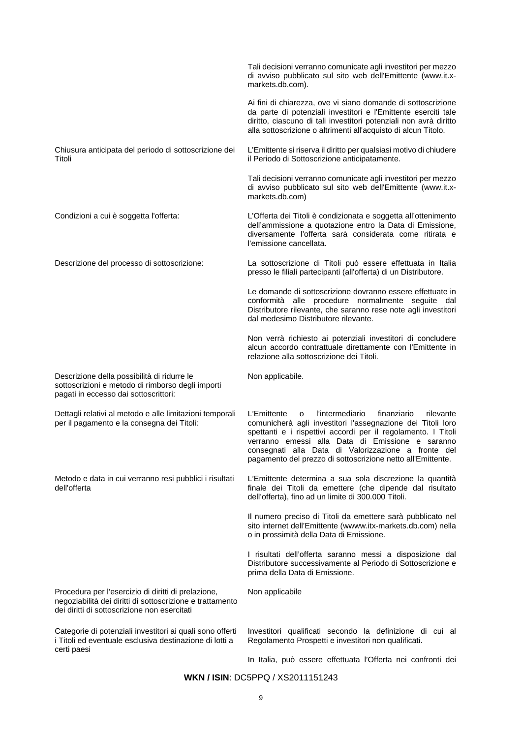| | |
|---|---|
| | Tali decisioni verranno comunicate agli investitori per mezzo di avviso pubblicato sul sito web dell'Emittente (www.it.x-markets.db.com).<br><br>Ai fini di chiarezza, ove vi siano domande di sottoscrizione da parte di potenziali investitori e l'Emittente eserciti tale diritto, ciascuno di tali investitori potenziali non avrà diritto alla sottoscrizione o altrimenti all'acquisto di alcun Titolo. |
| Chiusura anticipata del periodo di sottoscrizione dei Titoli | L'Emittente si riserva il diritto per qualsiasi motivo di chiudere il Periodo di Sottoscrizione anticipatamente.<br><br>Tali decisioni verranno comunicate agli investitori per mezzo di avviso pubblicato sul sito web dell'Emittente (www.it.x-markets.db.com) |
| Condizioni a cui è soggetta l'offerta: | L'Offerta dei Titoli è condizionata e soggetta all'ottenimento dell'ammissione a quotazione entro la Data di Emissione, diversamente l'offerta sarà considerata come ritirata e l'emissione cancellata. |
| Descrizione del processo di sottoscrizione: | La sottoscrizione di Titoli può essere effettuata in Italia presso le filiali partecipanti (all'offerta) di un Distributore.<br><br>Le domande di sottoscrizione dovranno essere effettuate in conformità alle procedure normalmente seguite dal Distributore rilevante, che saranno rese note agli investitori dal medesimo Distributore rilevante.<br><br>Non verrà richiesto ai potenziali investitori di concludere alcun accordo contrattuale direttamente con l'Emittente in relazione alla sottoscrizione dei Titoli. |
| Descrizione della possibilità di ridurre le sottoscrizioni e metodo di rimborso degli importi pagati in eccesso dai sottoscrittori: | Non applicabile. |
| Dettagli relativi al metodo e alle limitazioni temporali per il pagamento e la consegna dei Titoli: | L'Emittente o l'intermediario finanziario rilevante comunicherà agli investitori l'assegnazione dei Titoli loro spettanti e i rispettivi accordi per il regolamento. I Titoli verranno emessi alla Data di Emissione e saranno consegnati alla Data di Valorizzazione a fronte del pagamento del prezzo di sottoscrizione netto all'Emittente. |
| Metodo e data in cui verranno resi pubblici i risultati dell'offerta | L'Emittente determina a sua sola discrezione la quantità finale dei Titoli da emettere (che dipende dal risultato dell'offerta), fino ad un limite di 300.000 Titoli.<br><br>Il numero preciso di Titoli da emettere sarà pubblicato nel sito internet dell'Emittente (wwww.itx-markets.db.com) nella o in prossimità della Data di Emissione.<br><br>I risultati dell'offerta saranno messi a disposizione dal Distributore successivamente al Periodo di Sottoscrizione e prima della Data di Emissione. |
| Procedura per l'esercizio di diritti di prelazione, negoziabilità dei diritti di sottoscrizione e trattamento dei diritti di sottoscrizione non esercitati | Non applicabile |
| Categorie di potenziali investitori ai quali sono offerti i Titoli ed eventuale esclusiva destinazione di lotti a certi paesi | Investitori qualificati secondo la definizione di cui al Regolamento Prospetti e investitori non qualificati.<br><br>In Italia, può essere effettuata l'Offerta nei confronti dei |

**WKN / ISIN**: DC5PPQ / XS2011151243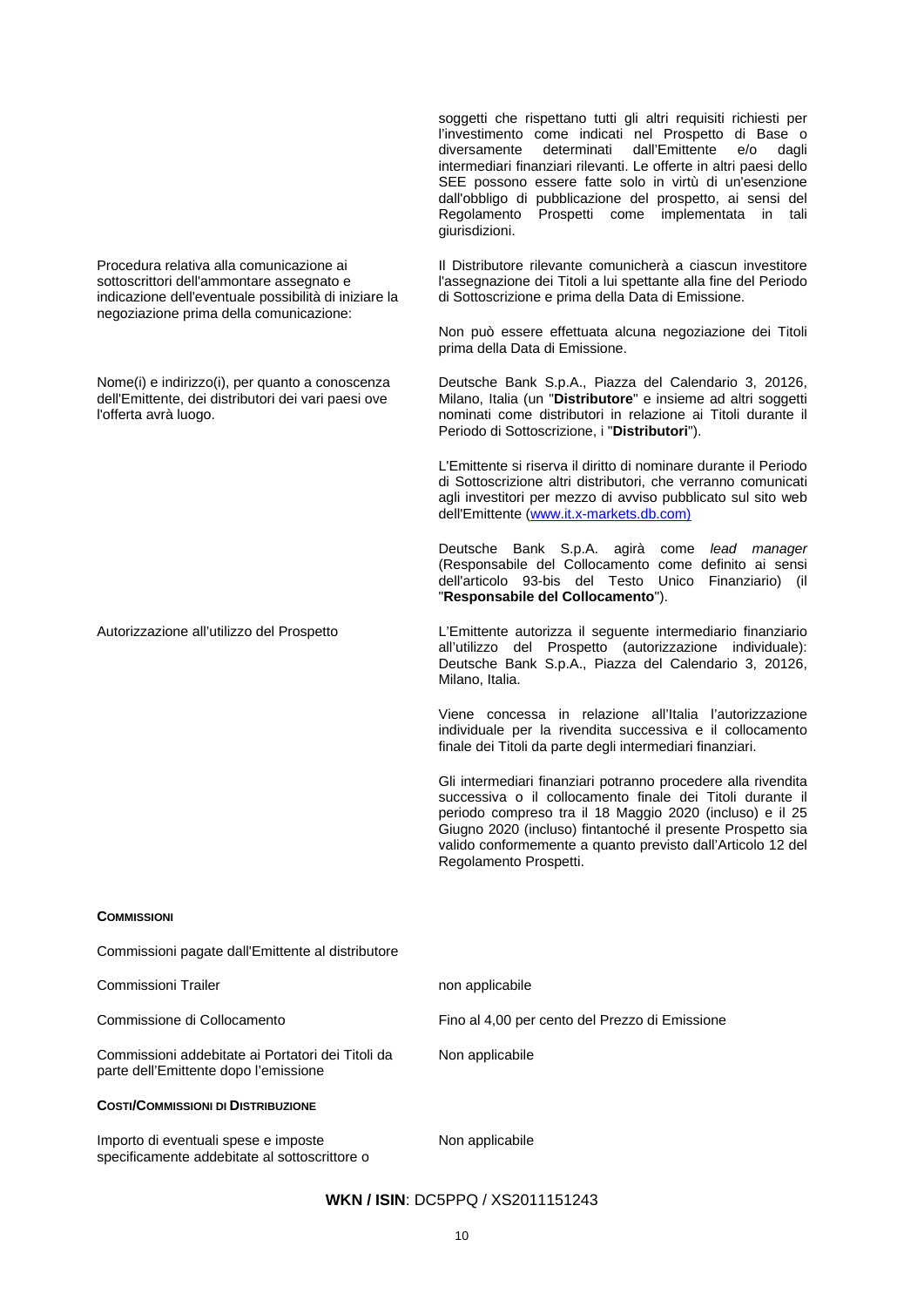| | |
|---|---|
| | soggetti che rispettano tutti gli altri requisiti richiesti per l'investimento come indicati nel Prospetto di Base o diversamente determinati dall'Emittente e/o dagli intermediari finanziari rilevanti. Le offerte in altri paesi dello SEE possono essere fatte solo in virtù di un'esenzione dall'obbligo di pubblicazione del prospetto, ai sensi del Regolamento Prospetti come implementata in tali giurisdizioni. |
| Procedura relativa alla comunicazione ai sottoscrittori dell'ammontare assegnato e indicazione dell'eventuale possibilità di iniziare la negoziazione prima della comunicazione: | Il Distributore rilevante comunicherà a ciascun investitore l'assegnazione dei Titoli a lui spettante alla fine del Periodo di Sottoscrizione e prima della Data di Emissione.<br><br>Non può essere effettuata alcuna negoziazione dei Titoli prima della Data di Emissione. |
| Nome(i) e indirizzo(i), per quanto a conoscenza dell'Emittente, dei distributori dei vari paesi ove l'offerta avrà luogo. | Deutsche Bank S.p.A., Piazza del Calendario 3, 20126, Milano, Italia (un "**Distributore**" e insieme ad altri soggetti nominati come distributori in relazione ai Titoli durante il Periodo di Sottoscrizione, i "**Distributori**").<br><br>L'Emittente si riserva il diritto di nominare durante il Periodo di Sottoscrizione altri distributori, che verranno comunicati agli investitori per mezzo di avviso pubblicato sul sito web dell'Emittente (www.it.x-markets.db.com)<br><br>Deutsche Bank S.p.A. agirà come *lead manager* (Responsabile del Collocamento come definito ai sensi dell'articolo 93-bis del Testo Unico Finanziario) (il "**Responsabile del Collocamento**"). |
| Autorizzazione all'utilizzo del Prospetto | L'Emittente autorizza il seguente intermediario finanziario all'utilizzo del Prospetto (autorizzazione individuale): Deutsche Bank S.p.A., Piazza del Calendario 3, 20126, Milano, Italia.<br><br>Viene concessa in relazione all'Italia l'autorizzazione individuale per la rivendita successiva e il collocamento finale dei Titoli da parte degli intermediari finanziari.<br><br>Gli intermediari finanziari potranno procedere alla rivendita successiva o il collocamento finale dei Titoli durante il periodo compreso tra il 18 Maggio 2020 (incluso) e il 25 Giugno 2020 (incluso) fintantoché il presente Prospetto sia valido conformemente a quanto previsto dall'Articolo 12 del Regolamento Prospetti. |

**COMMISSIONI**

| | |
|---|---|
| Commissioni pagate dall'Emittente al distributore | |
| Commissioni Trailer | non applicabile |
| Commissione di Collocamento | Fino al 4,00 per cento del Prezzo di Emissione |
| Commissioni addebitate ai Portatori dei Titoli da parte dell'Emittente dopo l'emissione | Non applicabile |

**COSTI/COMMISSIONI DI DISTRIBUZIONE**

| | |
|---|---|
| Importo di eventuali spese e imposte specificamente addebitate al sottoscrittore o | Non applicabile |

**WKN / ISIN**: DC5PPQ / XS2011151243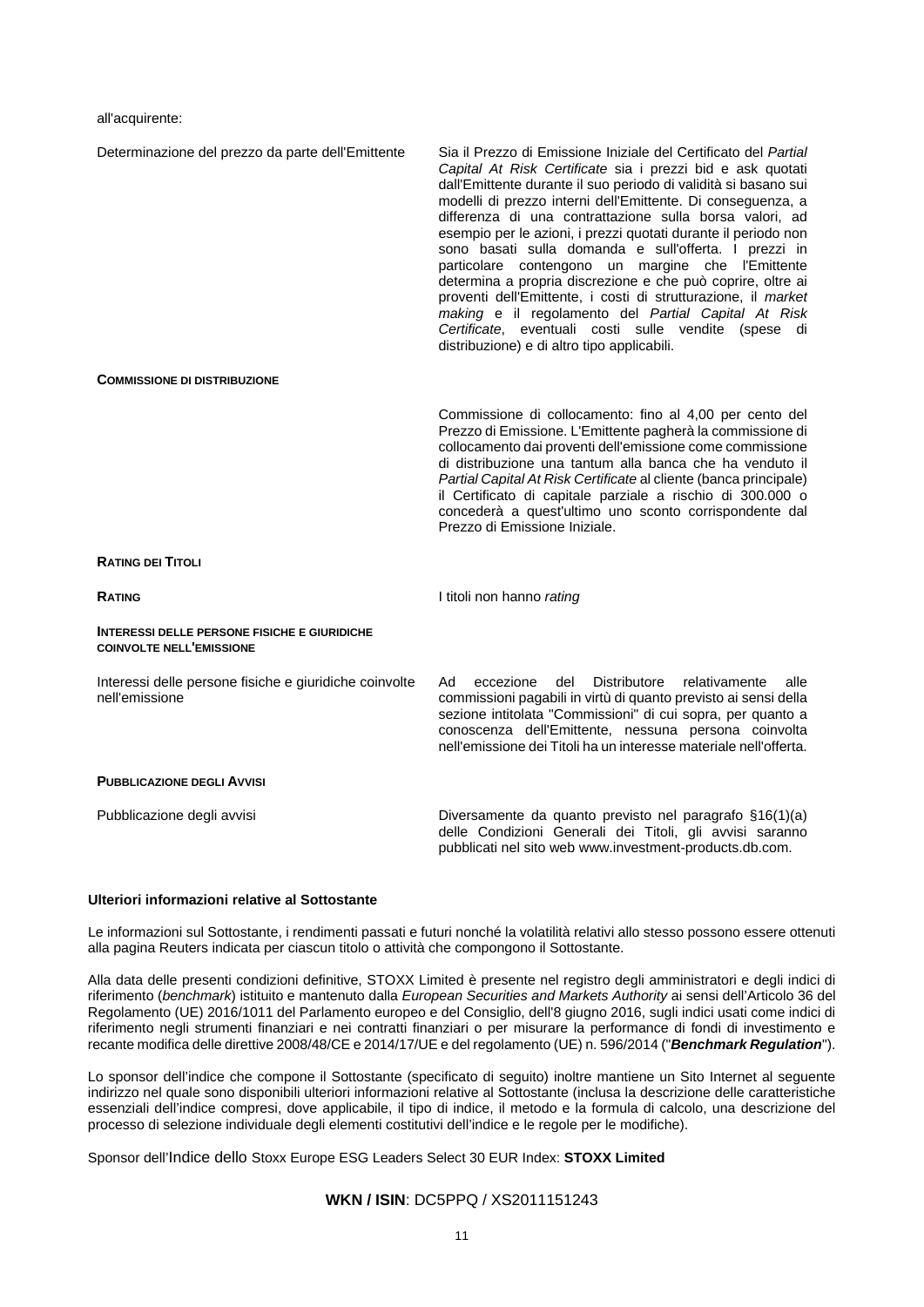all'acquirente:

| | |
|---|---|
| Determinazione del prezzo da parte dell'Emittente | Sia il Prezzo di Emissione Iniziale del Certificato del *Partial Capital At Risk Certificate* sia i prezzi bid e ask quotati dall'Emittente durante il suo periodo di validità si basano sui modelli di prezzo interni dell'Emittente. Di conseguenza, a differenza di una contrattazione sulla borsa valori, ad esempio per le azioni, i prezzi quotati durante il periodo non sono basati sulla domanda e sull'offerta. I prezzi in particolare contengono un margine che l'Emittente determina a propria discrezione e che può coprire, oltre ai proventi dell'Emittente, i costi di strutturazione, il *market making* e il regolamento del *Partial Capital At Risk Certificate*, eventuali costi sulle vendite (spese di distribuzione) e di altro tipo applicabili. |
| **COMMISSIONE DI DISTRIBUZIONE** | |
| | Commissione di collocamento: fino al 4,00 per cento del Prezzo di Emissione. L'Emittente pagherà la commissione di collocamento dai proventi dell'emissione come commissione di distribuzione una tantum alla banca che ha venduto il *Partial Capital At Risk Certificate* al cliente (banca principale) il Certificato di capitale parziale a rischio di 300.000 o concederà a quest'ultimo uno sconto corrispondente dal Prezzo di Emissione Iniziale. |
| **RATING DEI TITOLI** | |
| **RATING** | I titoli non hanno *rating* |
| **INTERESSI DELLE PERSONE FISICHE E GIURIDICHE COINVOLTE NELL'EMISSIONE** | |
| Interessi delle persone fisiche e giuridiche coinvolte nell'emissione | Ad eccezione del Distributore relativamente alle commissioni pagabili in virtù di quanto previsto ai sensi della sezione intitolata "Commissioni" di cui sopra, per quanto a conoscenza dell'Emittente, nessuna persona coinvolta nell'emissione dei Titoli ha un interesse materiale nell'offerta. |
| **PUBBLICAZIONE DEGLI AVVISI** | |
| Pubblicazione degli avvisi | Diversamente da quanto previsto nel paragrafo §16(1)(a) delle Condizioni Generali dei Titoli, gli avvisi saranno pubblicati nel sito web www.investment-products.db.com. |

**Ulteriori informazioni relative al Sottostante**

Le informazioni sul Sottostante, i rendimenti passati e futuri nonché la volatilità relativi allo stesso possono essere ottenuti alla pagina Reuters indicata per ciascun titolo o attività che compongono il Sottostante.

Alla data delle presenti condizioni definitive, STOXX Limited è presente nel registro degli amministratori e degli indici di riferimento (*benchmark*) istituito e mantenuto dalla *European Securities and Markets Authority* ai sensi dell'Articolo 36 del Regolamento (UE) 2016/1011 del Parlamento europeo e del Consiglio, dell'8 giugno 2016, sugli indici usati come indici di riferimento negli strumenti finanziari e nei contratti finanziari o per misurare la performance di fondi di investimento e recante modifica delle direttive 2008/48/CE e 2014/17/UE e del regolamento (UE) n. 596/2014 ("***Benchmark Regulation***").

Lo sponsor dell'indice che compone il Sottostante (specificato di seguito) inoltre mantiene un Sito Internet al seguente indirizzo nel quale sono disponibili ulteriori informazioni relative al Sottostante (inclusa la descrizione delle caratteristiche essenziali dell'indice compresi, dove applicabile, il tipo di indice, il metodo e la formula di calcolo, una descrizione del processo di selezione individuale degli elementi costitutivi dell'indice e le regole per le modifiche).

Sponsor dell'Indice dello Stoxx Europe ESG Leaders Select 30 EUR Index: **STOXX Limited**

**WKN / ISIN**: DC5PPQ / XS2011151243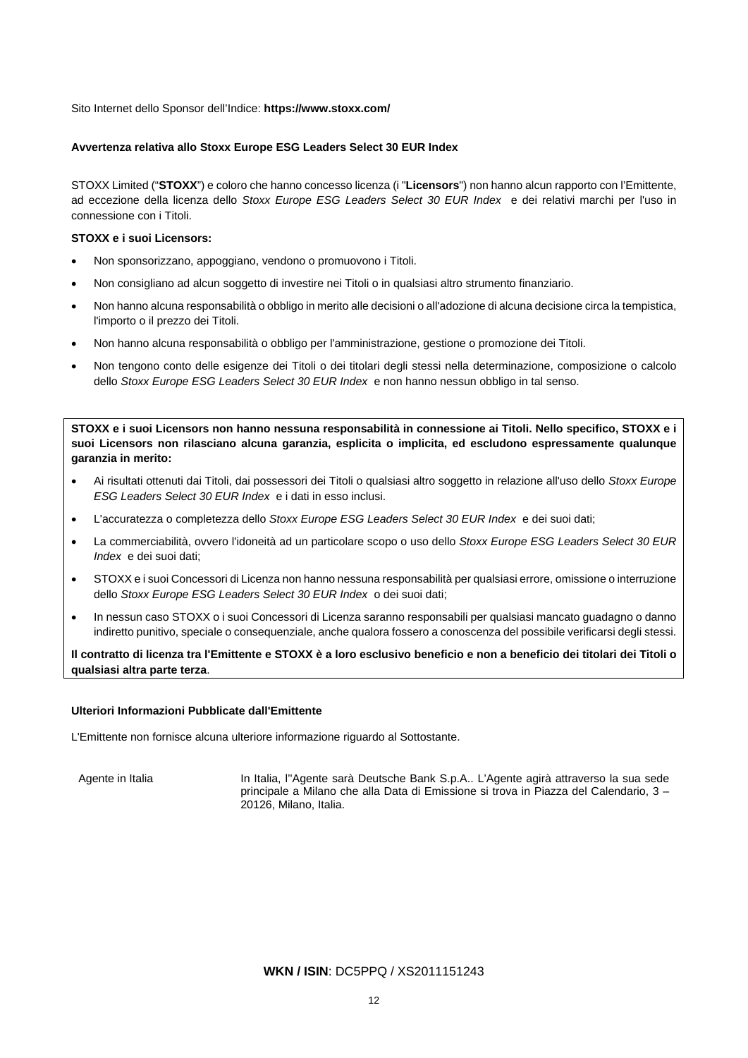Sito Internet dello Sponsor dell'Indice: **https://www.stoxx.com/**

**Avvertenza relativa allo Stoxx Europe ESG Leaders Select 30 EUR Index**

STOXX Limited ("**STOXX**") e coloro che hanno concesso licenza (i "**Licensors**") non hanno alcun rapporto con l'Emittente, ad eccezione della licenza dello *Stoxx Europe ESG Leaders Select 30 EUR Index* e dei relativi marchi per l'uso in connessione con i Titoli.

**STOXX e i suoi Licensors:**

- Non sponsorizzano, appoggiano, vendono o promuovono i Titoli.
- Non consigliano ad alcun soggetto di investire nei Titoli o in qualsiasi altro strumento finanziario.
- Non hanno alcuna responsabilità o obbligo in merito alle decisioni o all'adozione di alcuna decisione circa la tempistica, l'importo o il prezzo dei Titoli.
- Non hanno alcuna responsabilità o obbligo per l'amministrazione, gestione o promozione dei Titoli.
- Non tengono conto delle esigenze dei Titoli o dei titolari degli stessi nella determinazione, composizione o calcolo dello *Stoxx Europe ESG Leaders Select 30 EUR Index* e non hanno nessun obbligo in tal senso.

**STOXX e i suoi Licensors non hanno nessuna responsabilità in connessione ai Titoli. Nello specifico, STOXX e i suoi Licensors non rilasciano alcuna garanzia, esplicita o implicita, ed escludono espressamente qualunque garanzia in merito:**

- Ai risultati ottenuti dai Titoli, dai possessori dei Titoli o qualsiasi altro soggetto in relazione all'uso dello *Stoxx Europe ESG Leaders Select 30 EUR Index* e i dati in esso inclusi.
- L'accuratezza o completezza dello *Stoxx Europe ESG Leaders Select 30 EUR Index* e dei suoi dati;
- La commerciabilità, ovvero l'idoneità ad un particolare scopo o uso dello *Stoxx Europe ESG Leaders Select 30 EUR Index* e dei suoi dati;
- STOXX e i suoi Concessori di Licenza non hanno nessuna responsabilità per qualsiasi errore, omissione o interruzione dello *Stoxx Europe ESG Leaders Select 30 EUR Index* o dei suoi dati;
- In nessun caso STOXX o i suoi Concessori di Licenza saranno responsabili per qualsiasi mancato guadagno o danno indiretto punitivo, speciale o consequenziale, anche qualora fossero a conoscenza del possibile verificarsi degli stessi.

**Il contratto di licenza tra l'Emittente e STOXX è a loro esclusivo beneficio e non a beneficio dei titolari dei Titoli o qualsiasi altra parte terza**.

**Ulteriori Informazioni Pubblicate dall'Emittente**

L'Emittente non fornisce alcuna ulteriore informazione riguardo al Sottostante.

| | |
|---|---|
| Agente in Italia | In Italia, l''Agente sarà Deutsche Bank S.p.A.. L'Agente agirà attraverso la sua sede principale a Milano che alla Data di Emissione si trova in Piazza del Calendario, 3 – 20126, Milano, Italia. |

**WKN / ISIN**: DC5PPQ / XS2011151243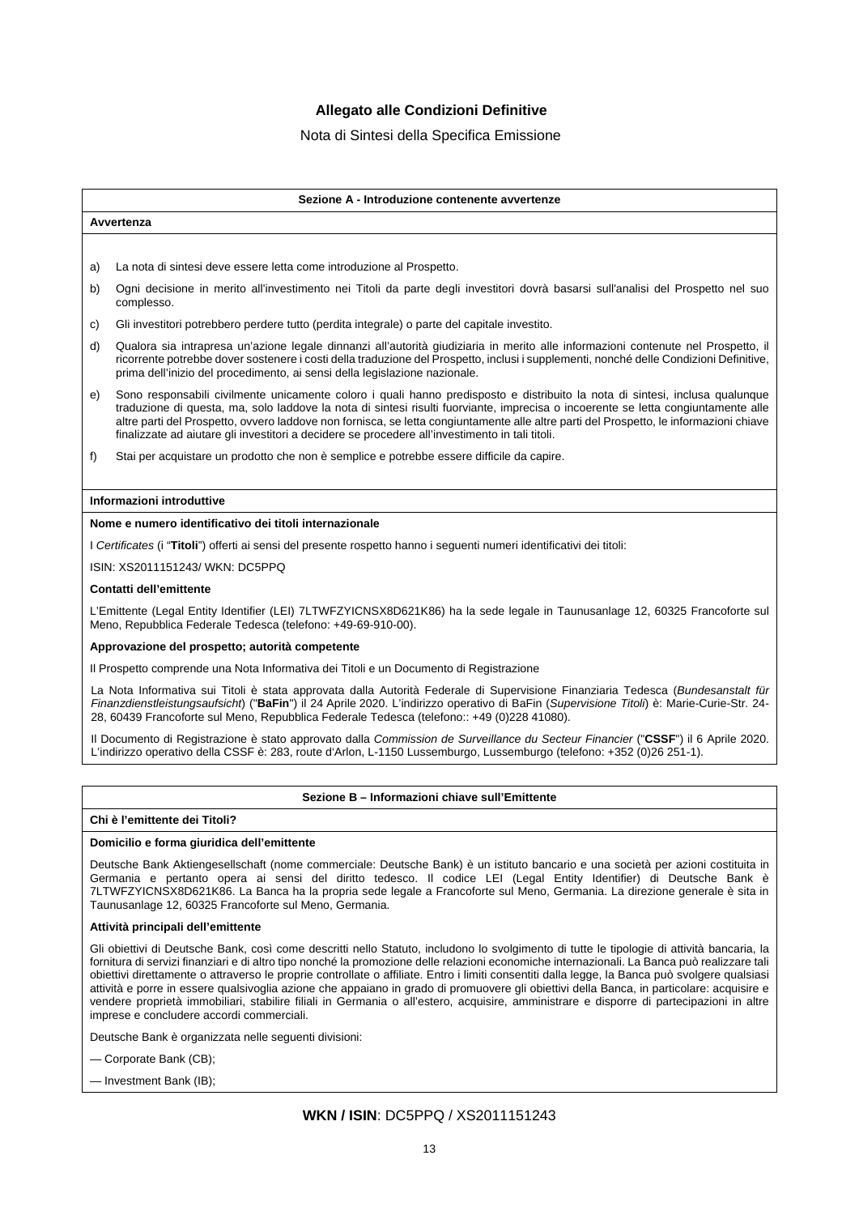# Allegato alle Condizioni Definitive

Nota di Sintesi della Specifica Emissione

## Sezione A - Introduzione contenente avvertenze

**Avvertenza**

a) La nota di sintesi deve essere letta come introduzione al Prospetto.

b) Ogni decisione in merito all'investimento nei Titoli da parte degli investitori dovrà basarsi sull'analisi del Prospetto nel suo complesso.

c) Gli investitori potrebbero perdere tutto (perdita integrale) o parte del capitale investito.

d) Qualora sia intrapresa un'azione legale dinnanzi all'autorità giudiziaria in merito alle informazioni contenute nel Prospetto, il ricorrente potrebbe dover sostenere i costi della traduzione del Prospetto, inclusi i supplementi, nonché delle Condizioni Definitive, prima dell'inizio del procedimento, ai sensi della legislazione nazionale.

e) Sono responsabili civilmente unicamente coloro i quali hanno predisposto e distribuito la nota di sintesi, inclusa qualunque traduzione di questa, ma, solo laddove la nota di sintesi risulti fuorviante, imprecisa o incoerente se letta congiuntamente alle altre parti del Prospetto, ovvero laddove non fornisca, se letta congiuntamente alle altre parti del Prospetto, le informazioni chiave finalizzate ad aiutare gli investitori a decidere se procedere all'investimento in tali titoli.

f) Stai per acquistare un prodotto che non è semplice e potrebbe essere difficile da capire.

**Informazioni introduttive**

**Nome e numero identificativo dei titoli internazionale**

I *Certificates* (i "**Titoli**") offerti ai sensi del presente rospetto hanno i seguenti numeri identificativi dei titoli:

ISIN: XS2011151243/ WKN: DC5PPQ

**Contatti dell'emittente**

L'Emittente (Legal Entity Identifier (LEI) 7LTWFZYICNSX8D621K86) ha la sede legale in Taunusanlage 12, 60325 Francoforte sul Meno, Repubblica Federale Tedesca (telefono: +49-69-910-00).

**Approvazione del prospetto; autorità competente**

Il Prospetto comprende una Nota Informativa dei Titoli e un Documento di Registrazione

La Nota Informativa sui Titoli è stata approvata dalla Autorità Federale di Supervisione Finanziaria Tedesca (*Bundesanstalt für Finanzdienstleistungsaufsicht*) ("**BaFin**") il 24 Aprile 2020. L'indirizzo operativo di BaFin (*Supervisione Titoli*) è: Marie-Curie-Str. 24-28, 60439 Francoforte sul Meno, Repubblica Federale Tedesca (telefono:: +49 (0)228 41080).

Il Documento di Registrazione è stato approvato dalla *Commission de Surveillance du Secteur Financier* ("**CSSF**") il 6 Aprile 2020. L'indirizzo operativo della CSSF è: 283, route d'Arlon, L-1150 Lussemburgo, Lussemburgo (telefono: +352 (0)26 251-1).

## Sezione B – Informazioni chiave sull'Emittente

**Chi è l'emittente dei Titoli?**

**Domicilio e forma giuridica dell'emittente**

Deutsche Bank Aktiengesellschaft (nome commerciale: Deutsche Bank) è un istituto bancario e una società per azioni costituita in Germania e pertanto opera ai sensi del diritto tedesco. Il codice LEI (Legal Entity Identifier) di Deutsche Bank è 7LTWFZYICNSX8D621K86. La Banca ha la propria sede legale a Francoforte sul Meno, Germania. La direzione generale è sita in Taunusanlage 12, 60325 Francoforte sul Meno, Germania.

**Attività principali dell'emittente**

Gli obiettivi di Deutsche Bank, così come descritti nello Statuto, includono lo svolgimento di tutte le tipologie di attività bancaria, la fornitura di servizi finanziari e di altro tipo nonché la promozione delle relazioni economiche internazionali. La Banca può realizzare tali obiettivi direttamente o attraverso le proprie controllate o affiliate. Entro i limiti consentiti dalla legge, la Banca può svolgere qualsiasi attività e porre in essere qualsivoglia azione che appaiano in grado di promuovere gli obiettivi della Banca, in particolare: acquisire e vendere proprietà immobiliari, stabilire filiali in Germania o all'estero, acquisire, amministrare e disporre di partecipazioni in altre imprese e concludere accordi commerciali.

Deutsche Bank è organizzata nelle seguenti divisioni:

— Corporate Bank (CB);

— Investment Bank (IB);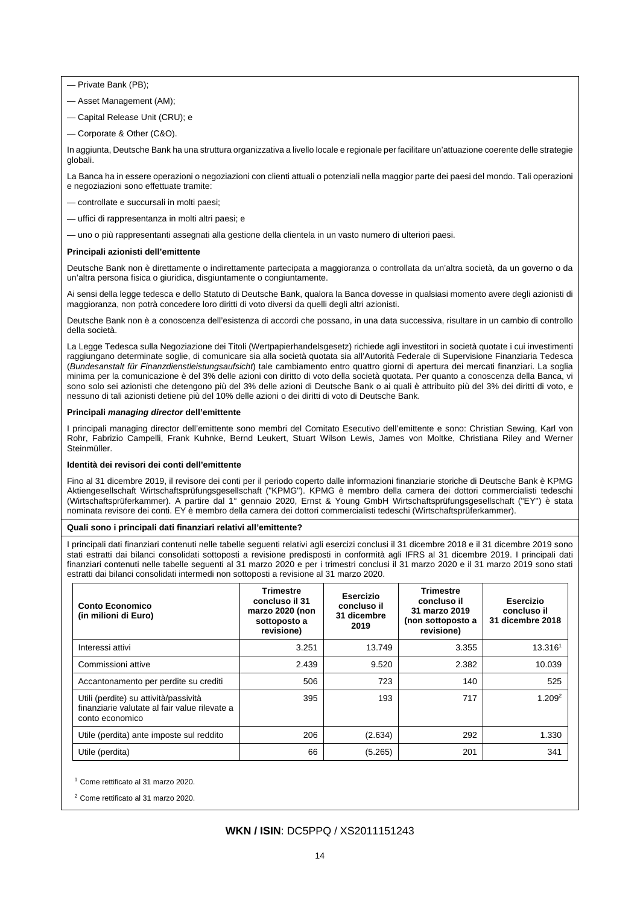— Private Bank (PB);

— Asset Management (AM);

— Capital Release Unit (CRU); e

— Corporate & Other (C&O).

In aggiunta, Deutsche Bank ha una struttura organizzativa a livello locale e regionale per facilitare un'attuazione coerente delle strategie globali.

La Banca ha in essere operazioni o negoziazioni con clienti attuali o potenziali nella maggior parte dei paesi del mondo. Tali operazioni e negoziazioni sono effettuate tramite:

— controllate e succursali in molti paesi;

— uffici di rappresentanza in molti altri paesi; e

— uno o più rappresentanti assegnati alla gestione della clientela in un vasto numero di ulteriori paesi.

**Principali azionisti dell'emittente**

Deutsche Bank non è direttamente o indirettamente partecipata a maggioranza o controllata da un'altra società, da un governo o da un'altra persona fisica o giuridica, disgiuntamente o congiuntamente.

Ai sensi della legge tedesca e dello Statuto di Deutsche Bank, qualora la Banca dovesse in qualsiasi momento avere degli azionisti di maggioranza, non potrà concedere loro diritti di voto diversi da quelli degli altri azionisti.

Deutsche Bank non è a conoscenza dell'esistenza di accordi che possano, in una data successiva, risultare in un cambio di controllo della società.

La Legge Tedesca sulla Negoziazione dei Titoli (Wertpapierhandelsgesetz) richiede agli investitori in società quotate i cui investimenti raggiungano determinate soglie, di comunicare sia alla società quotata sia all'Autorità Federale di Supervisione Finanziaria Tedesca (*Bundesanstalt für Finanzdienstleistungsaufsicht*) tale cambiamento entro quattro giorni di apertura dei mercati finanziari. La soglia minima per la comunicazione è del 3% delle azioni con diritto di voto della società quotata. Per quanto a conoscenza della Banca, vi sono solo sei azionisti che detengono più del 3% delle azioni di Deutsche Bank o ai quali è attribuito più del 3% dei diritti di voto, e nessuno di tali azionisti detiene più del 10% delle azioni o dei diritti di voto di Deutsche Bank.

**Principali *managing director* dell'emittente**

I principali managing director dell'emittente sono membri del Comitato Esecutivo dell'emittente e sono: Christian Sewing, Karl von Rohr, Fabrizio Campelli, Frank Kuhnke, Bernd Leukert, Stuart Wilson Lewis, James von Moltke, Christiana Riley and Werner Steinmüller.

**Identità dei revisori dei conti dell'emittente**

Fino al 31 dicembre 2019, il revisore dei conti per il periodo coperto dalle informazioni finanziarie storiche di Deutsche Bank è KPMG Aktiengesellschaft Wirtschaftsprüfungsgesellschaft ("KPMG"). KPMG è membro della camera dei dottori commercialisti tedeschi (Wirtschaftsprüferkammer). A partire dal 1° gennaio 2020, Ernst & Young GmbH Wirtschaftsprüfungsgesellschaft ("EY") è stata nominata revisore dei conti. EY è membro della camera dei dottori commercialisti tedeschi (Wirtschaftsprüferkammer).

**Quali sono i principali dati finanziari relativi all'emittente?**

I principali dati finanziari contenuti nelle tabelle seguenti relativi agli esercizi conclusi il 31 dicembre 2018 e il 31 dicembre 2019 sono stati estratti dai bilanci consolidati sottoposti a revisione predisposti in conformità agli IFRS al 31 dicembre 2019. I principali dati finanziari contenuti nelle tabelle seguenti al 31 marzo 2020 e per i trimestri conclusi il 31 marzo 2020 e il 31 marzo 2019 sono stati estratti dai bilanci consolidati intermedi non sottoposti a revisione al 31 marzo 2020.

| Conto Economico (in milioni di Euro) | Trimestre concluso il 31 marzo 2020 (non sottoposto a revisione) | Esercizio concluso il 31 dicembre 2019 | Trimestre concluso il 31 marzo 2019 (non sottoposto a revisione) | Esercizio concluso il 31 dicembre 2018 |
|---|---|---|---|---|
| Interessi attivi | 3.251 | 13.749 | 3.355 | 13.316[1] |
| Commissioni attive | 2.439 | 9.520 | 2.382 | 10.039 |
| Accantonamento per perdite su crediti | 506 | 723 | 140 | 525 |
| Utili (perdite) su attività/passività finanziarie valutate al fair value rilevate a conto economico | 395 | 193 | 717 | 1.209[2] |
| Utile (perdita) ante imposte sul reddito | 206 | (2.634) | 292 | 1.330 |
| Utile (perdita) | 66 | (5.265) | 201 | 341 |

[1] Come rettificato al 31 marzo 2020.

[2] Come rettificato al 31 marzo 2020.

**WKN / ISIN**: DC5PPQ / XS2011151243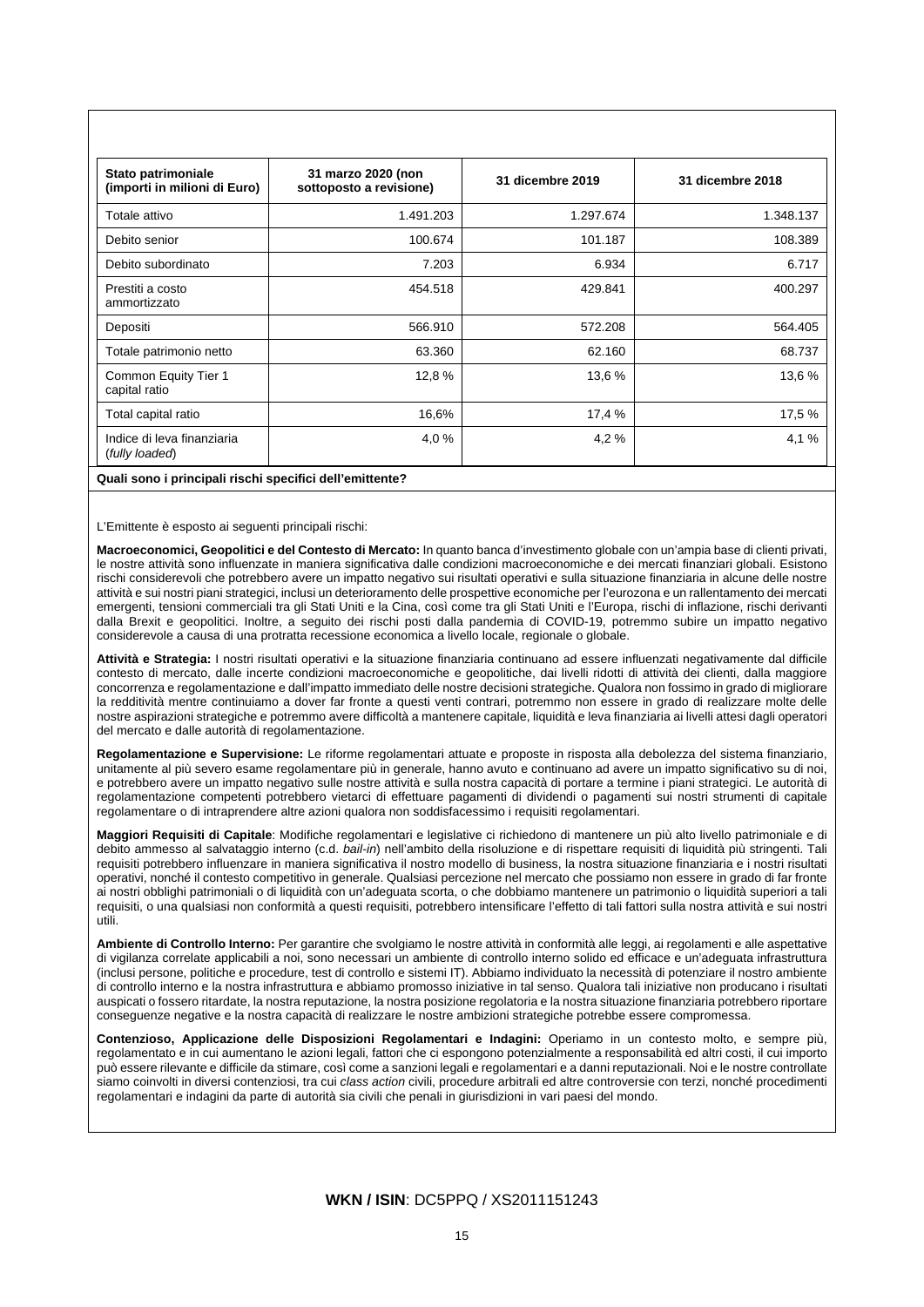| Stato patrimoniale (importi in milioni di Euro) | 31 marzo 2020 (non sottoposto a revisione) | 31 dicembre 2019 | 31 dicembre 2018 |
|---|---|---|---|
| Totale attivo | 1.491.203 | 1.297.674 | 1.348.137 |
| Debito senior | 100.674 | 101.187 | 108.389 |
| Debito subordinato | 7.203 | 6.934 | 6.717 |
| Prestiti a costo ammortizzato | 454.518 | 429.841 | 400.297 |
| Depositi | 566.910 | 572.208 | 564.405 |
| Totale patrimonio netto | 63.360 | 62.160 | 68.737 |
| Common Equity Tier 1 capital ratio | 12,8 % | 13,6 % | 13,6 % |
| Total capital ratio | 16,6% | 17,4 % | 17,5 % |
| Indice di leva finanziaria (*fully loaded*) | 4,0 % | 4,2 % | 4,1 % |

**Quali sono i principali rischi specifici dell'emittente?**

L'Emittente è esposto ai seguenti principali rischi:

**Macroeconomici, Geopolitici e del Contesto di Mercato:** In quanto banca d'investimento globale con un'ampia base di clienti privati, le nostre attività sono influenzate in maniera significativa dalle condizioni macroeconomiche e dei mercati finanziari globali. Esistono rischi considerevoli che potrebbero avere un impatto negativo sui risultati operativi e sulla situazione finanziaria in alcune delle nostre attività e sui nostri piani strategici, inclusi un deterioramento delle prospettive economiche per l'eurozona e un rallentamento dei mercati emergenti, tensioni commerciali tra gli Stati Uniti e la Cina, così come tra gli Stati Uniti e l'Europa, rischi di inflazione, rischi derivanti dalla Brexit e geopolitici. Inoltre, a seguito dei rischi posti dalla pandemia di COVID-19, potremmo subire un impatto negativo considerevole a causa di una protratta recessione economica a livello locale, regionale o globale.

**Attività e Strategia:** I nostri risultati operativi e la situazione finanziaria continuano ad essere influenzati negativamente dal difficile contesto di mercato, dalle incerte condizioni macroeconomiche e geopolitiche, dai livelli ridotti di attività dei clienti, dalla maggiore concorrenza e regolamentazione e dall'impatto immediato delle nostre decisioni strategiche. Qualora non fossimo in grado di migliorare la redditività mentre continuiamo a dover far fronte a questi venti contrari, potremmo non essere in grado di realizzare molte delle nostre aspirazioni strategiche e potremmo avere difficoltà a mantenere capitale, liquidità e leva finanziaria ai livelli attesi dagli operatori del mercato e dalle autorità di regolamentazione.

**Regolamentazione e Supervisione:** Le riforme regolamentari attuate e proposte in risposta alla debolezza del sistema finanziario, unitamente al più severo esame regolamentare più in generale, hanno avuto e continuano ad avere un impatto significativo su di noi, e potrebbero avere un impatto negativo sulle nostre attività e sulla nostra capacità di portare a termine i piani strategici. Le autorità di regolamentazione competenti potrebbero vietarci di effettuare pagamenti di dividendi o pagamenti sui nostri strumenti di capitale regolamentare o di intraprendere altre azioni qualora non soddisfacessimo i requisiti regolamentari.

**Maggiori Requisiti di Capitale**: Modifiche regolamentari e legislative ci richiedono di mantenere un più alto livello patrimoniale e di debito ammesso al salvataggio interno (c.d. *bail-in*) nell'ambito della risoluzione e di rispettare requisiti di liquidità più stringenti. Tali requisiti potrebbero influenzare in maniera significativa il nostro modello di business, la nostra situazione finanziaria e i nostri risultati operativi, nonché il contesto competitivo in generale. Qualsiasi percezione nel mercato che possiamo non essere in grado di far fronte ai nostri obblighi patrimoniali o di liquidità con un'adeguata scorta, o che dobbiamo mantenere un patrimonio o liquidità superiori a tali requisiti, o una qualsiasi non conformità a questi requisiti, potrebbero intensificare l'effetto di tali fattori sulla nostra attività e sui nostri utili.

**Ambiente di Controllo Interno:** Per garantire che svolgiamo le nostre attività in conformità alle leggi, ai regolamenti e alle aspettative di vigilanza correlate applicabili a noi, sono necessari un ambiente di controllo interno solido ed efficace e un'adeguata infrastruttura (inclusi persone, politiche e procedure, test di controllo e sistemi IT). Abbiamo individuato la necessità di potenziare il nostro ambiente di controllo interno e la nostra infrastruttura e abbiamo promosso iniziative in tal senso. Qualora tali iniziative non producano i risultati auspicati o fossero ritardate, la nostra reputazione, la nostra posizione regolatoria e la nostra situazione finanziaria potrebbero riportare conseguenze negative e la nostra capacità di realizzare le nostre ambizioni strategiche potrebbe essere compromessa.

**Contenzioso, Applicazione delle Disposizioni Regolamentari e Indagini:** Operiamo in un contesto molto, e sempre più, regolamentato e in cui aumentano le azioni legali, fattori che ci espongono potenzialmente a responsabilità ed altri costi, il cui importo può essere rilevante e difficile da stimare, così come a sanzioni legali e regolamentari e a danni reputazionali. Noi e le nostre controllate siamo coinvolti in diversi contenziosi, tra cui *class action* civili, procedure arbitrali ed altre controversie con terzi, nonché procedimenti regolamentari e indagini da parte di autorità sia civili che penali in giurisdizioni in vari paesi del mondo.

**WKN / ISIN**: DC5PPQ / XS2011151243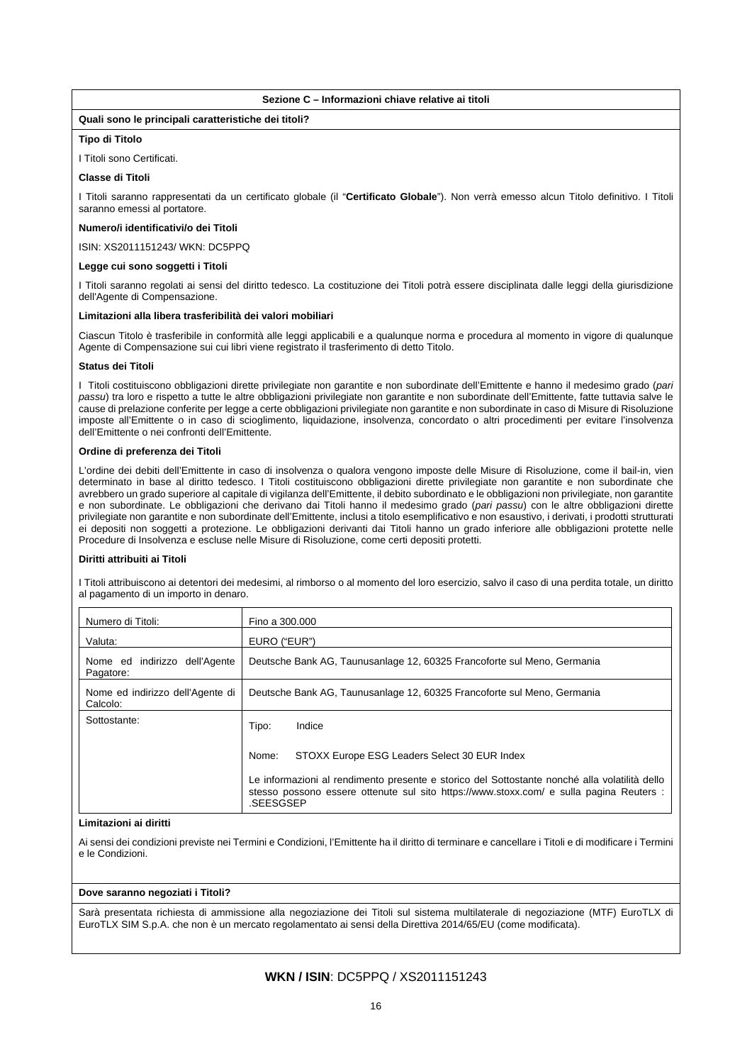## Sezione C – Informazioni chiave relative ai titoli

### Quali sono le principali caratteristiche dei titoli?

**Tipo di Titolo**

I Titoli sono Certificati.

**Classe di Titoli**

I Titoli saranno rappresentati da un certificato globale (il "**Certificato Globale**"). Non verrà emesso alcun Titolo definitivo. I Titoli saranno emessi al portatore.

**Numero/i identificativi/o dei Titoli**

ISIN: XS2011151243/ WKN: DC5PPQ

**Legge cui sono soggetti i Titoli**

I Titoli saranno regolati ai sensi del diritto tedesco. La costituzione dei Titoli potrà essere disciplinata dalle leggi della giurisdizione dell'Agente di Compensazione.

**Limitazioni alla libera trasferibilità dei valori mobiliari**

Ciascun Titolo è trasferibile in conformità alle leggi applicabili e a qualunque norma e procedura al momento in vigore di qualunque Agente di Compensazione sui cui libri viene registrato il trasferimento di detto Titolo.

**Status dei Titoli**

I Titoli costituiscono obbligazioni dirette privilegiate non garantite e non subordinate dell'Emittente e hanno il medesimo grado (*pari passu*) tra loro e rispetto a tutte le altre obbligazioni privilegiate non garantite e non subordinate dell'Emittente, fatte tuttavia salve le cause di prelazione conferite per legge a certe obbligazioni privilegiate non garantite e non subordinate in caso di Misure di Risoluzione imposte all'Emittente o in caso di scioglimento, liquidazione, insolvenza, concordato o altri procedimenti per evitare l'insolvenza dell'Emittente o nei confronti dell'Emittente.

**Ordine di preferenza dei Titoli**

L'ordine dei debiti dell'Emittente in caso di insolvenza o qualora vengono imposte delle Misure di Risoluzione, come il bail-in, vien determinato in base al diritto tedesco. I Titoli costituiscono obbligazioni dirette privilegiate non garantite e non subordinate che avrebbero un grado superiore al capitale di vigilanza dell'Emittente, il debito subordinato e le obbligazioni non privilegiate, non garantite e non subordinate. Le obbligazioni che derivano dai Titoli hanno il medesimo grado (*pari passu*) con le altre obbligazioni dirette privilegiate non garantite e non subordinate dell'Emittente, inclusi a titolo esemplificativo e non esaustivo, i derivati, i prodotti strutturati ei depositi non soggetti a protezione. Le obbligazioni derivanti dai Titoli hanno un grado inferiore alle obbligazioni protette nelle Procedure di Insolvenza e escluse nelle Misure di Risoluzione, come certi depositi protetti.

**Diritti attribuiti ai Titoli**

I Titoli attribuiscono ai detentori dei medesimi, al rimborso o al momento del loro esercizio, salvo il caso di una perdita totale, un diritto al pagamento di un importo in denaro.

| | |
|---|---|
| Numero di Titoli: | Fino a 300.000 |
| Valuta: | EURO ("EUR") |
| Nome ed indirizzo dell'Agente Pagatore: | Deutsche Bank AG, Taunusanlage 12, 60325 Francoforte sul Meno, Germania |
| Nome ed indirizzo dell'Agente di Calcolo: | Deutsche Bank AG, Taunusanlage 12, 60325 Francoforte sul Meno, Germania |
| Sottostante: | Tipo: Indice<br><br>Nome: STOXX Europe ESG Leaders Select 30 EUR Index<br><br>Le informazioni al rendimento presente e storico del Sottostante nonché alla volatilità dello stesso possono essere ottenute sul sito https://www.stoxx.com/ e sulla pagina Reuters : .SEESGSEP |

**Limitazioni ai diritti**

Ai sensi dei condizioni previste nei Termini e Condizioni, l'Emittente ha il diritto di terminare e cancellare i Titoli e di modificare i Termini e le Condizioni.

### Dove saranno negoziati i Titoli?

Sarà presentata richiesta di ammissione alla negoziazione dei Titoli sul sistema multilaterale di negoziazione (MTF) EuroTLX di EuroTLX SIM S.p.A. che non è un mercato regolamentato ai sensi della Direttiva 2014/65/EU (come modificata).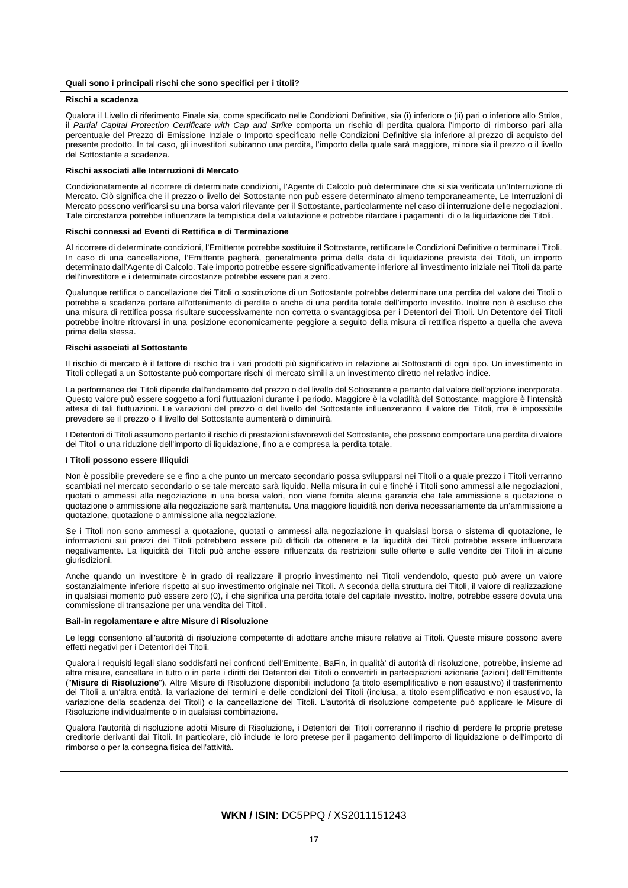**Quali sono i principali rischi che sono specifici per i titoli?**

**Rischi a scadenza**

Qualora il Livello di riferimento Finale sia, come specificato nelle Condizioni Definitive, sia (i) inferiore o (ii) pari o inferiore allo Strike, il *Partial Capital Protection Certificate with Cap and Strike* comporta un rischio di perdita qualora l'importo di rimborso pari alla percentuale del Prezzo di Emissione Inziale o Importo specificato nelle Condizioni Definitive sia inferiore al prezzo di acquisto del presente prodotto. In tal caso, gli investitori subiranno una perdita, l'importo della quale sarà maggiore, minore sia il prezzo o il livello del Sottostante a scadenza.

**Rischi associati alle Interruzioni di Mercato**

Condizionatamente al ricorrere di determinate condizioni, l'Agente di Calcolo può determinare che si sia verificata un'Interruzione di Mercato. Ciò significa che il prezzo o livello del Sottostante non può essere determinato almeno temporaneamente, Le Interruzioni di Mercato possono verificarsi su una borsa valori rilevante per il Sottostante, particolarmente nel caso di interruzione delle negoziazioni. Tale circostanza potrebbe influenzare la tempistica della valutazione e potrebbe ritardare i pagamenti di o la liquidazione dei Titoli.

**Rischi connessi ad Eventi di Rettifica e di Terminazione**

Al ricorrere di determinate condizioni, l'Emittente potrebbe sostituire il Sottostante, rettificare le Condizioni Definitive o terminare i Titoli. In caso di una cancellazione, l'Emittente pagherà, generalmente prima della data di liquidazione prevista dei Titoli, un importo determinato dall'Agente di Calcolo. Tale importo potrebbe essere significativamente inferiore all'investimento iniziale nei Titoli da parte dell'investitore e i determinate circostanze potrebbe essere pari a zero.

Qualunque rettifica o cancellazione dei Titoli o sostituzione di un Sottostante potrebbe determinare una perdita del valore dei Titoli o potrebbe a scadenza portare all'ottenimento di perdite o anche di una perdita totale dell'importo investito. Inoltre non è escluso che una misura di rettifica possa risultare successivamente non corretta o svantaggiosa per i Detentori dei Titoli. Un Detentore dei Titoli potrebbe inoltre ritrovarsi in una posizione economicamente peggiore a seguito della misura di rettifica rispetto a quella che aveva prima della stessa.

**Rischi associati al Sottostante**

Il rischio di mercato è il fattore di rischio tra i vari prodotti più significativo in relazione ai Sottostanti di ogni tipo. Un investimento in Titoli collegati a un Sottostante può comportare rischi di mercato simili a un investimento diretto nel relativo indice.

La performance dei Titoli dipende dall'andamento del prezzo o del livello del Sottostante e pertanto dal valore dell'opzione incorporata. Questo valore può essere soggetto a forti fluttuazioni durante il periodo. Maggiore è la volatilità del Sottostante, maggiore è l'intensità attesa di tali fluttuazioni. Le variazioni del prezzo o del livello del Sottostante influenzeranno il valore dei Titoli, ma è impossibile prevedere se il prezzo o il livello del Sottostante aumenterà o diminuirà.

I Detentori di Titoli assumono pertanto il rischio di prestazioni sfavorevoli del Sottostante, che possono comportare una perdita di valore dei Titoli o una riduzione dell'importo di liquidazione, fino a e compresa la perdita totale.

**I Titoli possono essere Illiquidi**

Non è possibile prevedere se e fino a che punto un mercato secondario possa svilupparsi nei Titoli o a quale prezzo i Titoli verranno scambiati nel mercato secondario o se tale mercato sarà liquido. Nella misura in cui e finché i Titoli sono ammessi alle negoziazioni, quotati o ammessi alla negoziazione in una borsa valori, non viene fornita alcuna garanzia che tale ammissione a quotazione o quotazione o ammissione alla negoziazione sarà mantenuta. Una maggiore liquidità non deriva necessariamente da un'ammissione a quotazione, quotazione o ammissione alla negoziazione.

Se i Titoli non sono ammessi a quotazione, quotati o ammessi alla negoziazione in qualsiasi borsa o sistema di quotazione, le informazioni sui prezzi dei Titoli potrebbero essere più difficili da ottenere e la liquidità dei Titoli potrebbe essere influenzata negativamente. La liquidità dei Titoli può anche essere influenzata da restrizioni sulle offerte e sulle vendite dei Titoli in alcune giurisdizioni.

Anche quando un investitore è in grado di realizzare il proprio investimento nei Titoli vendendolo, questo può avere un valore sostanzialmente inferiore rispetto al suo investimento originale nei Titoli. A seconda della struttura dei Titoli, il valore di realizzazione in qualsiasi momento può essere zero (0), il che significa una perdita totale del capitale investito. Inoltre, potrebbe essere dovuta una commissione di transazione per una vendita dei Titoli.

**Bail-in regolamentare e altre Misure di Risoluzione**

Le leggi consentono all'autorità di risoluzione competente di adottare anche misure relative ai Titoli. Queste misure possono avere effetti negativi per i Detentori dei Titoli.

Qualora i requisiti legali siano soddisfatti nei confronti dell'Emittente, BaFin, in qualità' di autorità di risoluzione, potrebbe, insieme ad altre misure, cancellare in tutto o in parte i diritti dei Detentori dei Titoli o convertirli in partecipazioni azionarie (azioni) dell'Emittente ("**Misure di Risoluzione**"). Altre Misure di Risoluzione disponibili includono (a titolo esemplificativo e non esaustivo) il trasferimento dei Titoli a un'altra entità, la variazione dei termini e delle condizioni dei Titoli (inclusa, a titolo esemplificativo e non esaustivo, la variazione della scadenza dei Titoli) o la cancellazione dei Titoli. L'autorità di risoluzione competente può applicare le Misure di Risoluzione individualmente o in qualsiasi combinazione.

Qualora l'autorità di risoluzione adotti Misure di Risoluzione, i Detentori dei Titoli correranno il rischio di perdere le proprie pretese creditorie derivanti dai Titoli. In particolare, ciò include le loro pretese per il pagamento dell'importo di liquidazione o dell'importo di rimborso o per la consegna fisica dell'attività.

**WKN / ISIN**: DC5PPQ / XS2011151243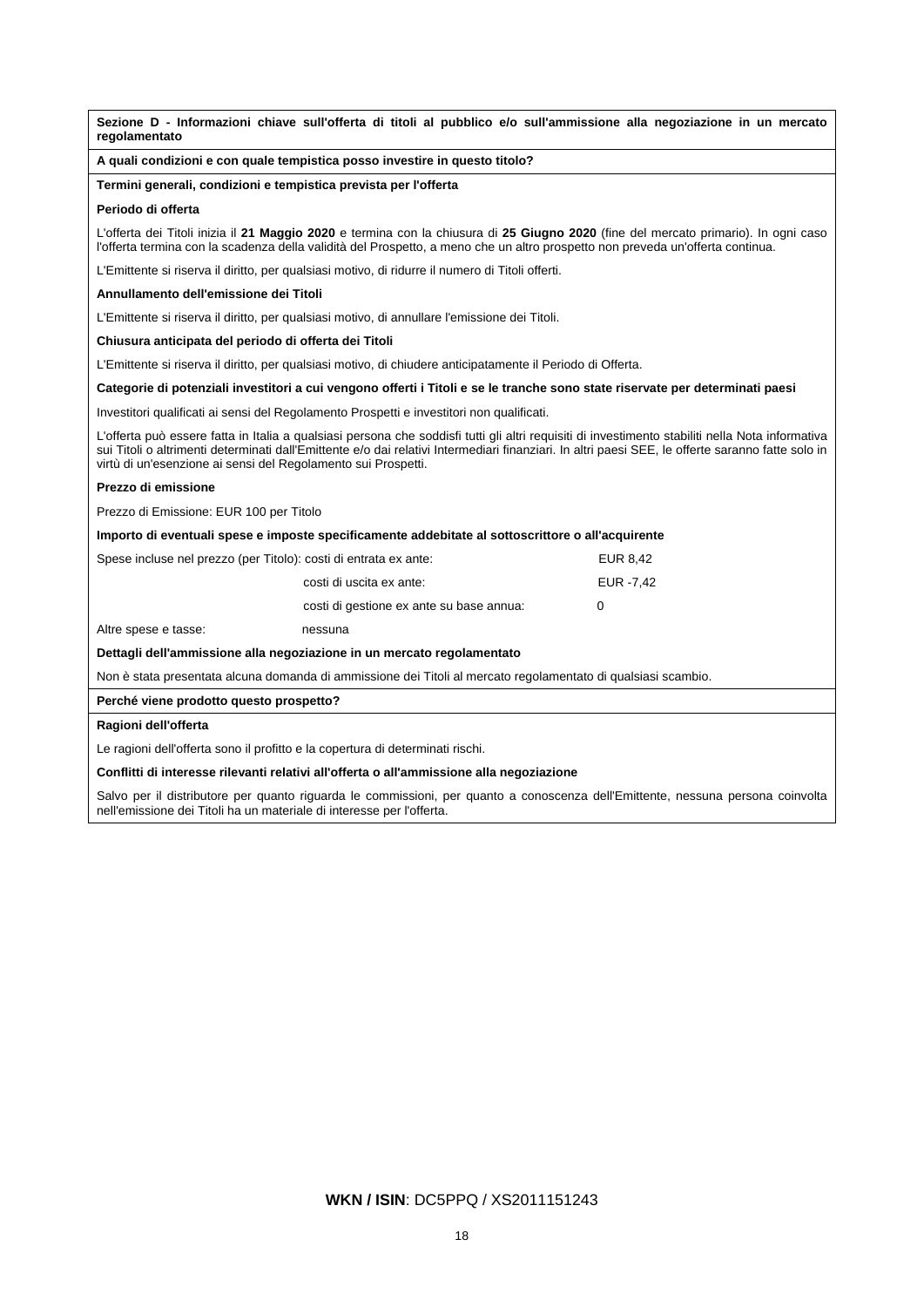**Sezione D - Informazioni chiave sull'offerta di titoli al pubblico e/o sull'ammissione alla negoziazione in un mercato regolamentato**

**A quali condizioni e con quale tempistica posso investire in questo titolo?**

**Termini generali, condizioni e tempistica prevista per l'offerta**

**Periodo di offerta**

L'offerta dei Titoli inizia il **21 Maggio 2020** e termina con la chiusura di **25 Giugno 2020** (fine del mercato primario). In ogni caso l'offerta termina con la scadenza della validità del Prospetto, a meno che un altro prospetto non preveda un'offerta continua.

L'Emittente si riserva il diritto, per qualsiasi motivo, di ridurre il numero di Titoli offerti.

**Annullamento dell'emissione dei Titoli**

L'Emittente si riserva il diritto, per qualsiasi motivo, di annullare l'emissione dei Titoli.

**Chiusura anticipata del periodo di offerta dei Titoli**

L'Emittente si riserva il diritto, per qualsiasi motivo, di chiudere anticipatamente il Periodo di Offerta.

**Categorie di potenziali investitori a cui vengono offerti i Titoli e se le tranche sono state riservate per determinati paesi**

Investitori qualificati ai sensi del Regolamento Prospetti e investitori non qualificati.

L'offerta può essere fatta in Italia a qualsiasi persona che soddisfi tutti gli altri requisiti di investimento stabiliti nella Nota informativa sui Titoli o altrimenti determinati dall'Emittente e/o dai relativi Intermediari finanziari. In altri paesi SEE, le offerte saranno fatte solo in virtù di un'esenzione ai sensi del Regolamento sui Prospetti.

**Prezzo di emissione**

Prezzo di Emissione: EUR 100 per Titolo

**Importo di eventuali spese e imposte specificamente addebitate al sottoscrittore o all'acquirente**

| | | |
|---|---|---|
| Spese incluse nel prezzo (per Titolo): | costi di entrata ex ante: | EUR 8,42 |
| | costi di uscita ex ante: | EUR -7,42 |
| | costi di gestione ex ante su base annua: | 0 |
| Altre spese e tasse: | nessuna | |

**Dettagli dell'ammissione alla negoziazione in un mercato regolamentato**

Non è stata presentata alcuna domanda di ammissione dei Titoli al mercato regolamentato di qualsiasi scambio.

**Perché viene prodotto questo prospetto?**

**Ragioni dell'offerta**

Le ragioni dell'offerta sono il profitto e la copertura di determinati rischi.

**Conflitti di interesse rilevanti relativi all'offerta o all'ammissione alla negoziazione**

Salvo per il distributore per quanto riguarda le commissioni, per quanto a conoscenza dell'Emittente, nessuna persona coinvolta nell'emissione dei Titoli ha un materiale di interesse per l'offerta.

**WKN / ISIN**: DC5PPQ / XS2011151243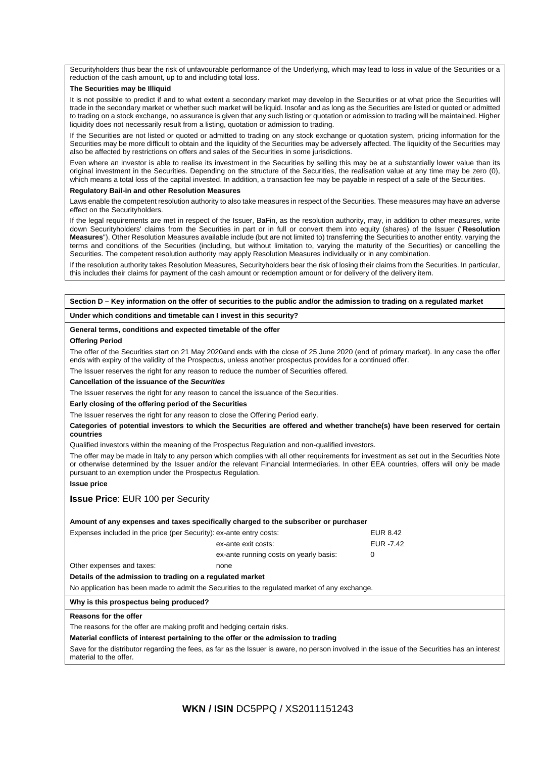Securityholders thus bear the risk of unfavourable performance of the Underlying, which may lead to loss in value of the Securities or a reduction of the cash amount, up to and including total loss.

**The Securities may be Illiquid**

It is not possible to predict if and to what extent a secondary market may develop in the Securities or at what price the Securities will trade in the secondary market or whether such market will be liquid. Insofar and as long as the Securities are listed or quoted or admitted to trading on a stock exchange, no assurance is given that any such listing or quotation or admission to trading will be maintained. Higher liquidity does not necessarily result from a listing, quotation or admission to trading.

If the Securities are not listed or quoted or admitted to trading on any stock exchange or quotation system, pricing information for the Securities may be more difficult to obtain and the liquidity of the Securities may be adversely affected. The liquidity of the Securities may also be affected by restrictions on offers and sales of the Securities in some jurisdictions.

Even where an investor is able to realise its investment in the Securities by selling this may be at a substantially lower value than its original investment in the Securities. Depending on the structure of the Securities, the realisation value at any time may be zero (0), which means a total loss of the capital invested. In addition, a transaction fee may be payable in respect of a sale of the Securities.

**Regulatory Bail-in and other Resolution Measures**

Laws enable the competent resolution authority to also take measures in respect of the Securities. These measures may have an adverse effect on the Securityholders.

If the legal requirements are met in respect of the Issuer, BaFin, as the resolution authority, may, in addition to other measures, write down Securityholders' claims from the Securities in part or in full or convert them into equity (shares) of the Issuer ("**Resolution Measures**"). Other Resolution Measures available include (but are not limited to) transferring the Securities to another entity, varying the terms and conditions of the Securities (including, but without limitation to, varying the maturity of the Securities) or cancelling the Securities. The competent resolution authority may apply Resolution Measures individually or in any combination.

If the resolution authority takes Resolution Measures, Securityholders bear the risk of losing their claims from the Securities. In particular, this includes their claims for payment of the cash amount or redemption amount or for delivery of the delivery item.

**Section D – Key information on the offer of securities to the public and/or the admission to trading on a regulated market**

**Under which conditions and timetable can I invest in this security?**

**General terms, conditions and expected timetable of the offer**

**Offering Period**

The offer of the Securities start on 21 May 2020and ends with the close of 25 June 2020 (end of primary market). In any case the offer ends with expiry of the validity of the Prospectus, unless another prospectus provides for a continued offer.

The Issuer reserves the right for any reason to reduce the number of Securities offered.

**Cancellation of the issuance of the *Securities***

The Issuer reserves the right for any reason to cancel the issuance of the Securities.

**Early closing of the offering period of the Securities**

The Issuer reserves the right for any reason to close the Offering Period early.

**Categories of potential investors to which the Securities are offered and whether tranche(s) have been reserved for certain countries**

Qualified investors within the meaning of the Prospectus Regulation and non-qualified investors.

The offer may be made in Italy to any person which complies with all other requirements for investment as set out in the Securities Note or otherwise determined by the Issuer and/or the relevant Financial Intermediaries. In other EEA countries, offers will only be made pursuant to an exemption under the Prospectus Regulation.

**Issue price**

**Issue Price**: EUR 100 per Security

**Amount of any expenses and taxes specifically charged to the subscriber or purchaser**

| | | |
|---|---|---|
| Expenses included in the price (per Security): | ex-ante entry costs: | EUR 8.42 |
| | ex-ante exit costs: | EUR -7.42 |
| | ex-ante running costs on yearly basis: | 0 |
| Other expenses and taxes: | none | |

**Details of the admission to trading on a regulated market**

No application has been made to admit the Securities to the regulated market of any exchange.

**Why is this prospectus being produced?**

**Reasons for the offer**

The reasons for the offer are making profit and hedging certain risks.

**Material conflicts of interest pertaining to the offer or the admission to trading**

Save for the distributor regarding the fees, as far as the Issuer is aware, no person involved in the issue of the Securities has an interest material to the offer.

**WKN / ISIN** DC5PPQ / XS2011151243